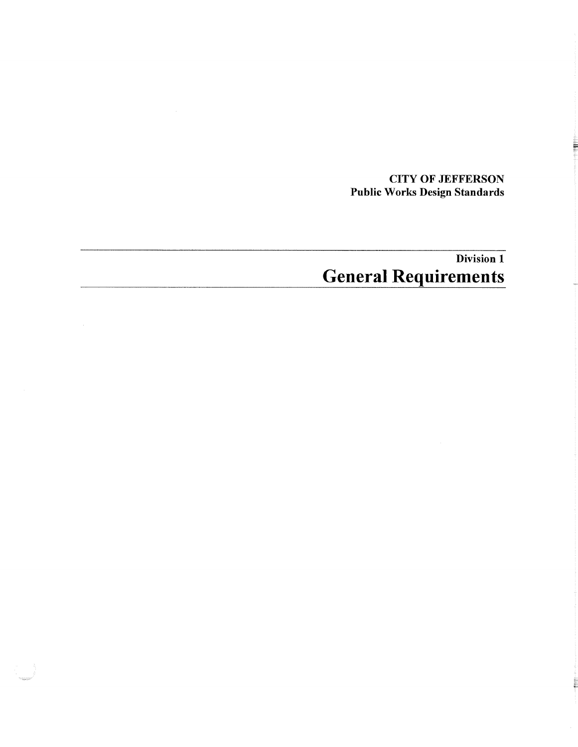**CITY OF JEFFERSON**
**Public Works Design Standards**

---

**Division 1**

# General Requirements

---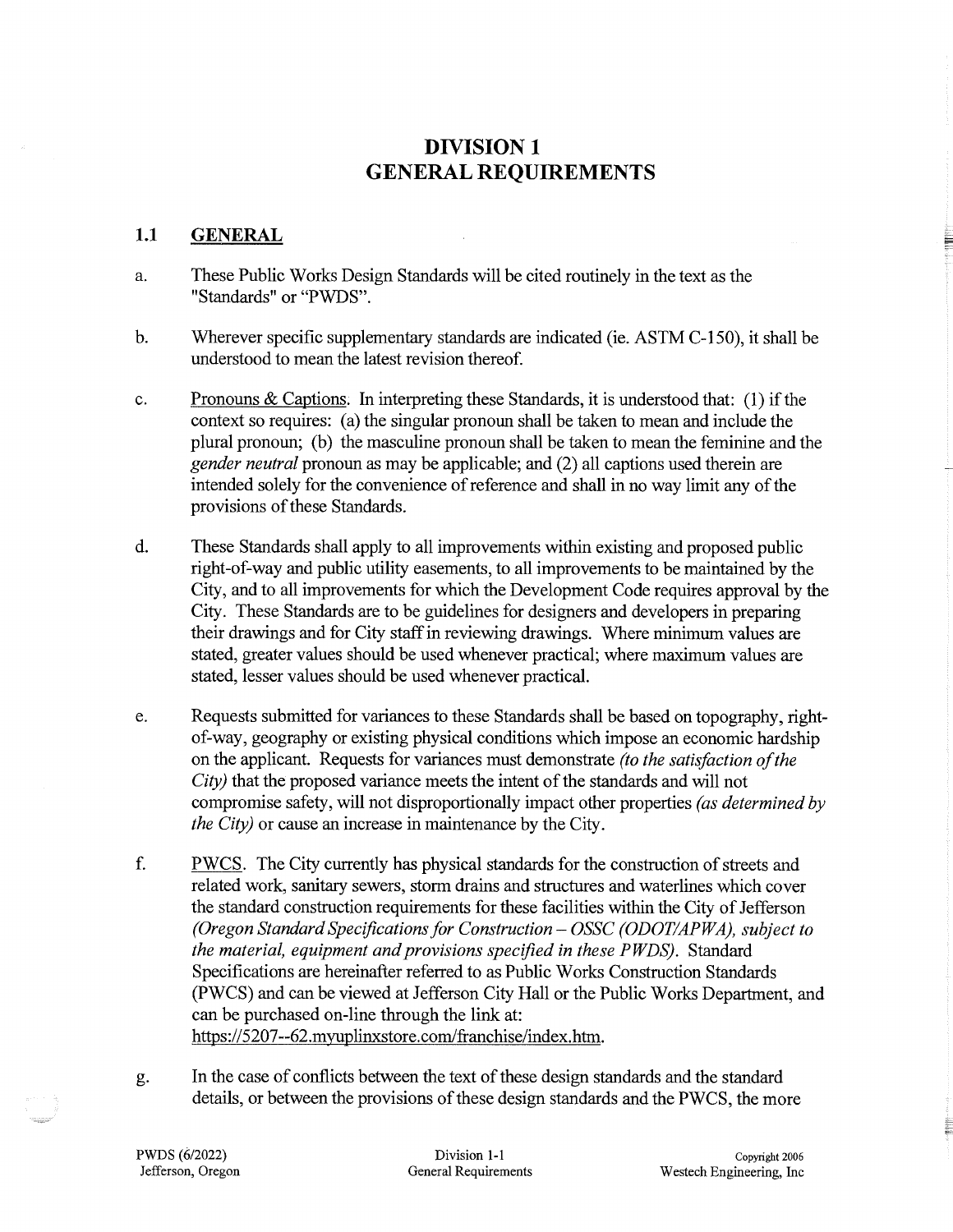# DIVISION 1
# GENERAL REQUIREMENTS

## 1.1 GENERAL

a. These Public Works Design Standards will be cited routinely in the text as the "Standards" or "PWDS".

b. Wherever specific supplementary standards are indicated (ie. ASTM C-150), it shall be understood to mean the latest revision thereof.

c. Pronouns & Captions. In interpreting these Standards, it is understood that: (1) if the context so requires: (a) the singular pronoun shall be taken to mean and include the plural pronoun; (b) the masculine pronoun shall be taken to mean the feminine and the *gender neutral* pronoun as may be applicable; and (2) all captions used therein are intended solely for the convenience of reference and shall in no way limit any of the provisions of these Standards.

d. These Standards shall apply to all improvements within existing and proposed public right-of-way and public utility easements, to all improvements to be maintained by the City, and to all improvements for which the Development Code requires approval by the City. These Standards are to be guidelines for designers and developers in preparing their drawings and for City staff in reviewing drawings. Where minimum values are stated, greater values should be used whenever practical; where maximum values are stated, lesser values should be used whenever practical.

e. Requests submitted for variances to these Standards shall be based on topography, right-of-way, geography or existing physical conditions which impose an economic hardship on the applicant. Requests for variances must demonstrate *(to the satisfaction of the City)* that the proposed variance meets the intent of the standards and will not compromise safety, will not disproportionally impact other properties *(as determined by the City)* or cause an increase in maintenance by the City.

f. PWCS. The City currently has physical standards for the construction of streets and related work, sanitary sewers, storm drains and structures and waterlines which cover the standard construction requirements for these facilities within the City of Jefferson *(Oregon Standard Specifications for Construction – OSSC (ODOT/APWA), subject to the material, equipment and provisions specified in these PWDS).* Standard Specifications are hereinafter referred to as Public Works Construction Standards (PWCS) and can be viewed at Jefferson City Hall or the Public Works Department, and can be purchased on-line through the link at: https://5207--62.myuplinxstore.com/franchise/index.htm.

g. In the case of conflicts between the text of these design standards and the standard details, or between the provisions of these design standards and the PWCS, the more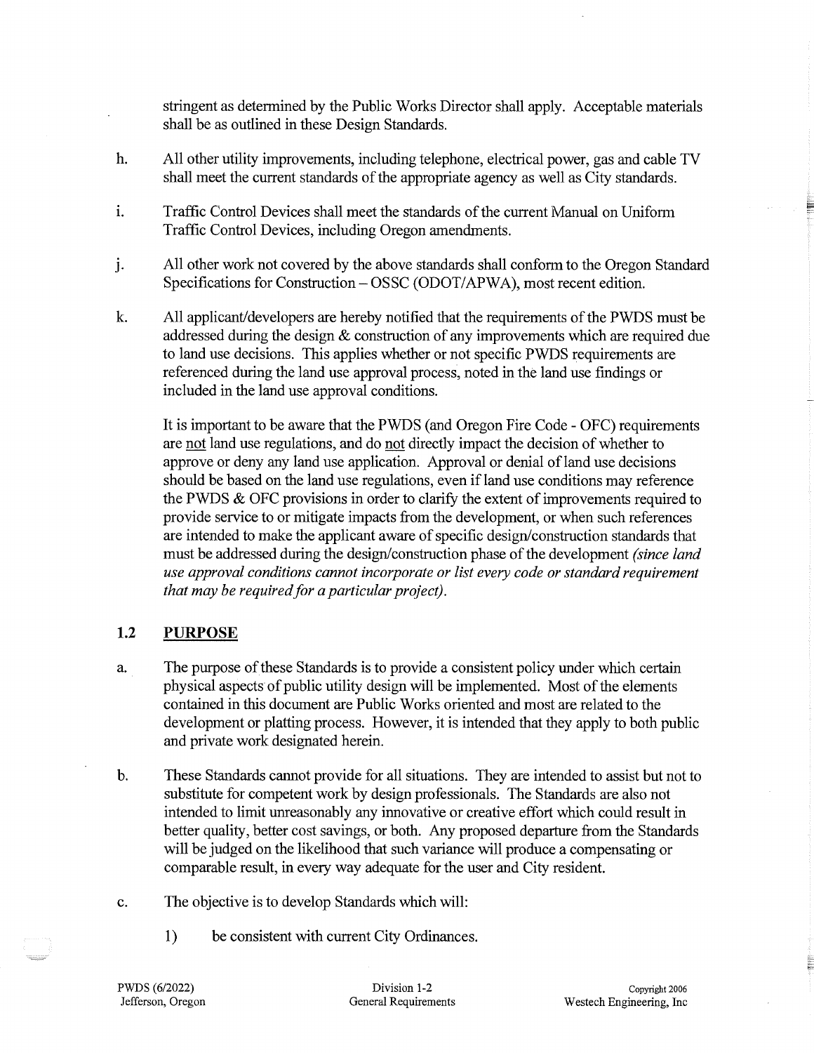stringent as determined by the Public Works Director shall apply. Acceptable materials shall be as outlined in these Design Standards.

h. All other utility improvements, including telephone, electrical power, gas and cable TV shall meet the current standards of the appropriate agency as well as City standards.

i. Traffic Control Devices shall meet the standards of the current Manual on Uniform Traffic Control Devices, including Oregon amendments.

j. All other work not covered by the above standards shall conform to the Oregon Standard Specifications for Construction – OSSC (ODOT/APWA), most recent edition.

k. All applicant/developers are hereby notified that the requirements of the PWDS must be addressed during the design & construction of any improvements which are required due to land use decisions. This applies whether or not specific PWDS requirements are referenced during the land use approval process, noted in the land use findings or included in the land use approval conditions.

   It is important to be aware that the PWDS (and Oregon Fire Code - OFC) requirements are <u>not</u> land use regulations, and do <u>not</u> directly impact the decision of whether to approve or deny any land use application. Approval or denial of land use decisions should be based on the land use regulations, even if land use conditions may reference the PWDS & OFC provisions in order to clarify the extent of improvements required to provide service to or mitigate impacts from the development, or when such references are intended to make the applicant aware of specific design/construction standards that must be addressed during the design/construction phase of the development *(since land use approval conditions cannot incorporate or list every code or standard requirement that may be required for a particular project).*

## 1.2 PURPOSE

a. The purpose of these Standards is to provide a consistent policy under which certain physical aspects of public utility design will be implemented. Most of the elements contained in this document are Public Works oriented and most are related to the development or platting process. However, it is intended that they apply to both public and private work designated herein.

b. These Standards cannot provide for all situations. They are intended to assist but not to substitute for competent work by design professionals. The Standards are also not intended to limit unreasonably any innovative or creative effort which could result in better quality, better cost savings, or both. Any proposed departure from the Standards will be judged on the likelihood that such variance will produce a compensating or comparable result, in every way adequate for the user and City resident.

c. The objective is to develop Standards which will:

   1) be consistent with current City Ordinances.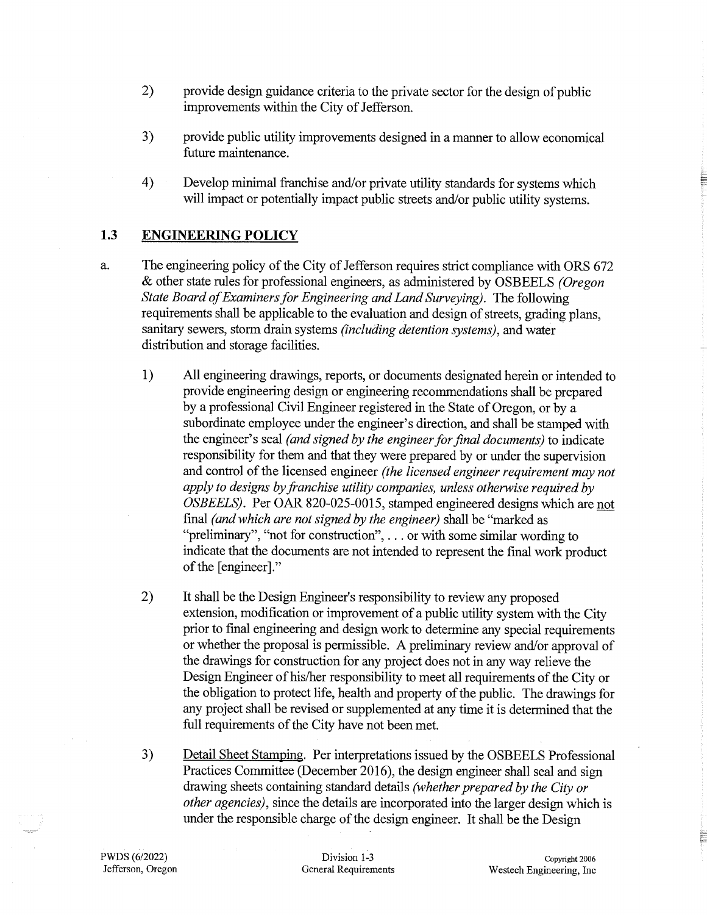2) provide design guidance criteria to the private sector for the design of public improvements within the City of Jefferson.

3) provide public utility improvements designed in a manner to allow economical future maintenance.

4) Develop minimal franchise and/or private utility standards for systems which will impact or potentially impact public streets and/or public utility systems.

## 1.3 ENGINEERING POLICY

a. The engineering policy of the City of Jefferson requires strict compliance with ORS 672 & other state rules for professional engineers, as administered by OSBEELS *(Oregon State Board of Examiners for Engineering and Land Surveying)*. The following requirements shall be applicable to the evaluation and design of streets, grading plans, sanitary sewers, storm drain systems *(including detention systems)*, and water distribution and storage facilities.

   1) All engineering drawings, reports, or documents designated herein or intended to provide engineering design or engineering recommendations shall be prepared by a professional Civil Engineer registered in the State of Oregon, or by a subordinate employee under the engineer's direction, and shall be stamped with the engineer's seal *(and signed by the engineer for final documents)* to indicate responsibility for them and that they were prepared by or under the supervision and control of the licensed engineer *(the licensed engineer requirement may not apply to designs by franchise utility companies, unless otherwise required by OSBEELS)*. Per OAR 820-025-0015, stamped engineered designs which are not final *(and which are not signed by the engineer)* shall be "marked as "preliminary", "not for construction", . . . or with some similar wording to indicate that the documents are not intended to represent the final work product of the [engineer]."

   2) It shall be the Design Engineer's responsibility to review any proposed extension, modification or improvement of a public utility system with the City prior to final engineering and design work to determine any special requirements or whether the proposal is permissible. A preliminary review and/or approval of the drawings for construction for any project does not in any way relieve the Design Engineer of his/her responsibility to meet all requirements of the City or the obligation to protect life, health and property of the public. The drawings for any project shall be revised or supplemented at any time it is determined that the full requirements of the City have not been met.

   3) Detail Sheet Stamping. Per interpretations issued by the OSBEELS Professional Practices Committee (December 2016), the design engineer shall seal and sign drawing sheets containing standard details *(whether prepared by the City or other agencies)*, since the details are incorporated into the larger design which is under the responsible charge of the design engineer. It shall be the Design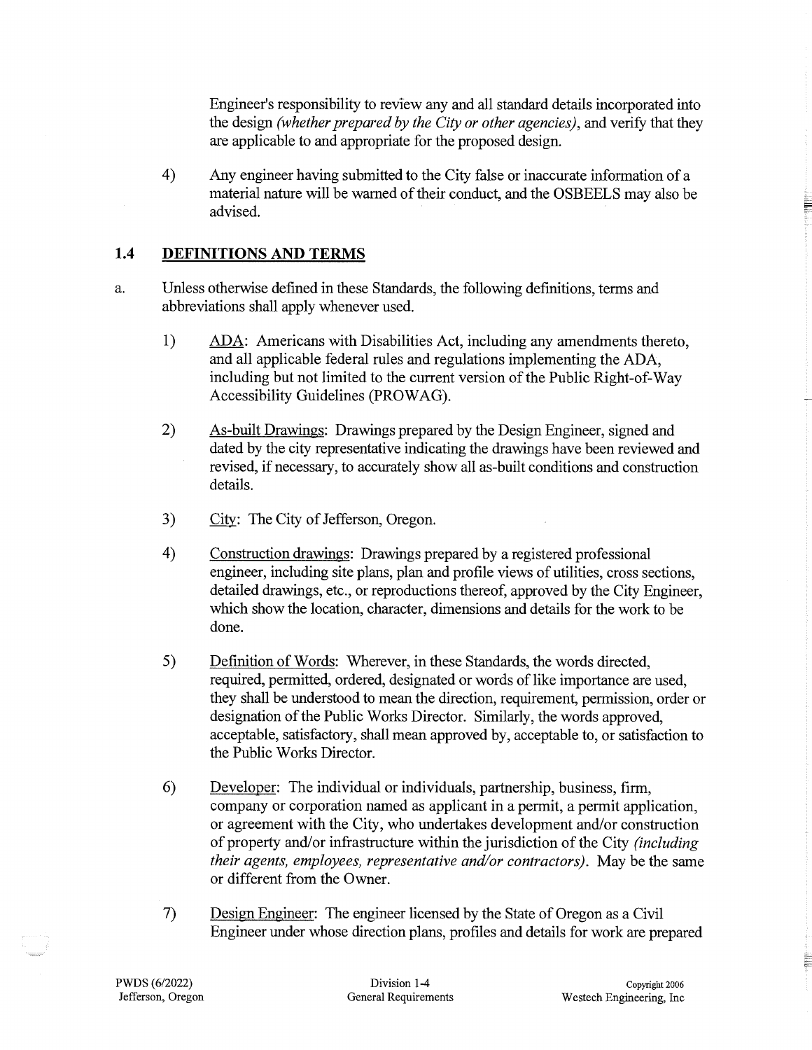Engineer's responsibility to review any and all standard details incorporated into the design *(whether prepared by the City or other agencies)*, and verify that they are applicable to and appropriate for the proposed design.

4) Any engineer having submitted to the City false or inaccurate information of a material nature will be warned of their conduct, and the OSBEELS may also be advised.

## 1.4 DEFINITIONS AND TERMS

a. Unless otherwise defined in these Standards, the following definitions, terms and abbreviations shall apply whenever used.

1) <u>ADA</u>: Americans with Disabilities Act, including any amendments thereto, and all applicable federal rules and regulations implementing the ADA, including but not limited to the current version of the Public Right-of-Way Accessibility Guidelines (PROWAG).

2) <u>As-built Drawings</u>: Drawings prepared by the Design Engineer, signed and dated by the city representative indicating the drawings have been reviewed and revised, if necessary, to accurately show all as-built conditions and construction details.

3) <u>City</u>: The City of Jefferson, Oregon.

4) <u>Construction drawings</u>: Drawings prepared by a registered professional engineer, including site plans, plan and profile views of utilities, cross sections, detailed drawings, etc., or reproductions thereof, approved by the City Engineer, which show the location, character, dimensions and details for the work to be done.

5) <u>Definition of Words</u>: Wherever, in these Standards, the words directed, required, permitted, ordered, designated or words of like importance are used, they shall be understood to mean the direction, requirement, permission, order or designation of the Public Works Director. Similarly, the words approved, acceptable, satisfactory, shall mean approved by, acceptable to, or satisfaction to the Public Works Director.

6) <u>Developer</u>: The individual or individuals, partnership, business, firm, company or corporation named as applicant in a permit, a permit application, or agreement with the City, who undertakes development and/or construction of property and/or infrastructure within the jurisdiction of the City *(including their agents, employees, representative and/or contractors)*. May be the same or different from the Owner.

7) <u>Design Engineer</u>: The engineer licensed by the State of Oregon as a Civil Engineer under whose direction plans, profiles and details for work are prepared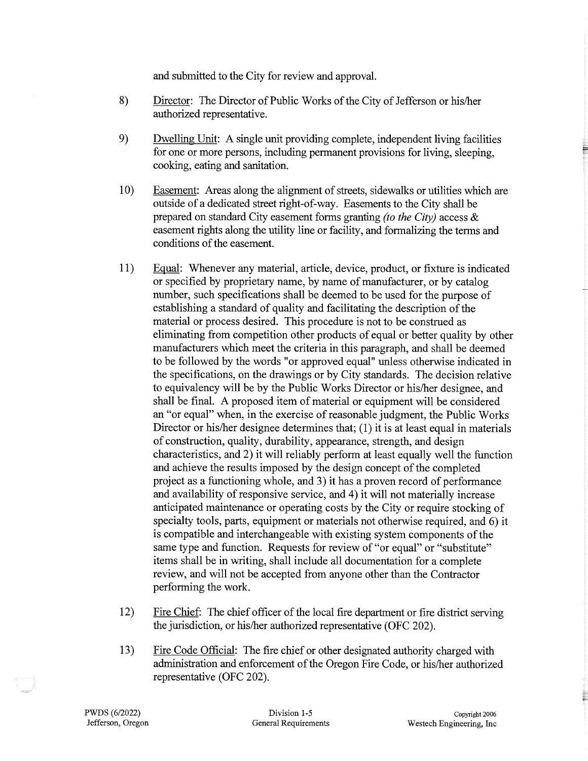and submitted to the City for review and approval.

8) Director: The Director of Public Works of the City of Jefferson or his/her authorized representative.

9) Dwelling Unit: A single unit providing complete, independent living facilities for one or more persons, including permanent provisions for living, sleeping, cooking, eating and sanitation.

10) Easement: Areas along the alignment of streets, sidewalks or utilities which are outside of a dedicated street right-of-way. Easements to the City shall be prepared on standard City easement forms granting *(to the City)* access & easement rights along the utility line or facility, and formalizing the terms and conditions of the easement.

11) Equal: Whenever any material, article, device, product, or fixture is indicated or specified by proprietary name, by name of manufacturer, or by catalog number, such specifications shall be deemed to be used for the purpose of establishing a standard of quality and facilitating the description of the material or process desired. This procedure is not to be construed as eliminating from competition other products of equal or better quality by other manufacturers which meet the criteria in this paragraph, and shall be deemed to be followed by the words "or approved equal" unless otherwise indicated in the specifications, on the drawings or by City standards. The decision relative to equivalency will be by the Public Works Director or his/her designee, and shall be final. A proposed item of material or equipment will be considered an "or equal" when, in the exercise of reasonable judgment, the Public Works Director or his/her designee determines that; (1) it is at least equal in materials of construction, quality, durability, appearance, strength, and design characteristics, and 2) it will reliably perform at least equally well the function and achieve the results imposed by the design concept of the completed project as a functioning whole, and 3) it has a proven record of performance and availability of responsive service, and 4) it will not materially increase anticipated maintenance or operating costs by the City or require stocking of specialty tools, parts, equipment or materials not otherwise required, and 6) it is compatible and interchangeable with existing system components of the same type and function. Requests for review of "or equal" or "substitute" items shall be in writing, shall include all documentation for a complete review, and will not be accepted from anyone other than the Contractor performing the work.

12) Fire Chief: The chief officer of the local fire department or fire district serving the jurisdiction, or his/her authorized representative (OFC 202).

13) Fire Code Official: The fire chief or other designated authority charged with administration and enforcement of the Oregon Fire Code, or his/her authorized representative (OFC 202).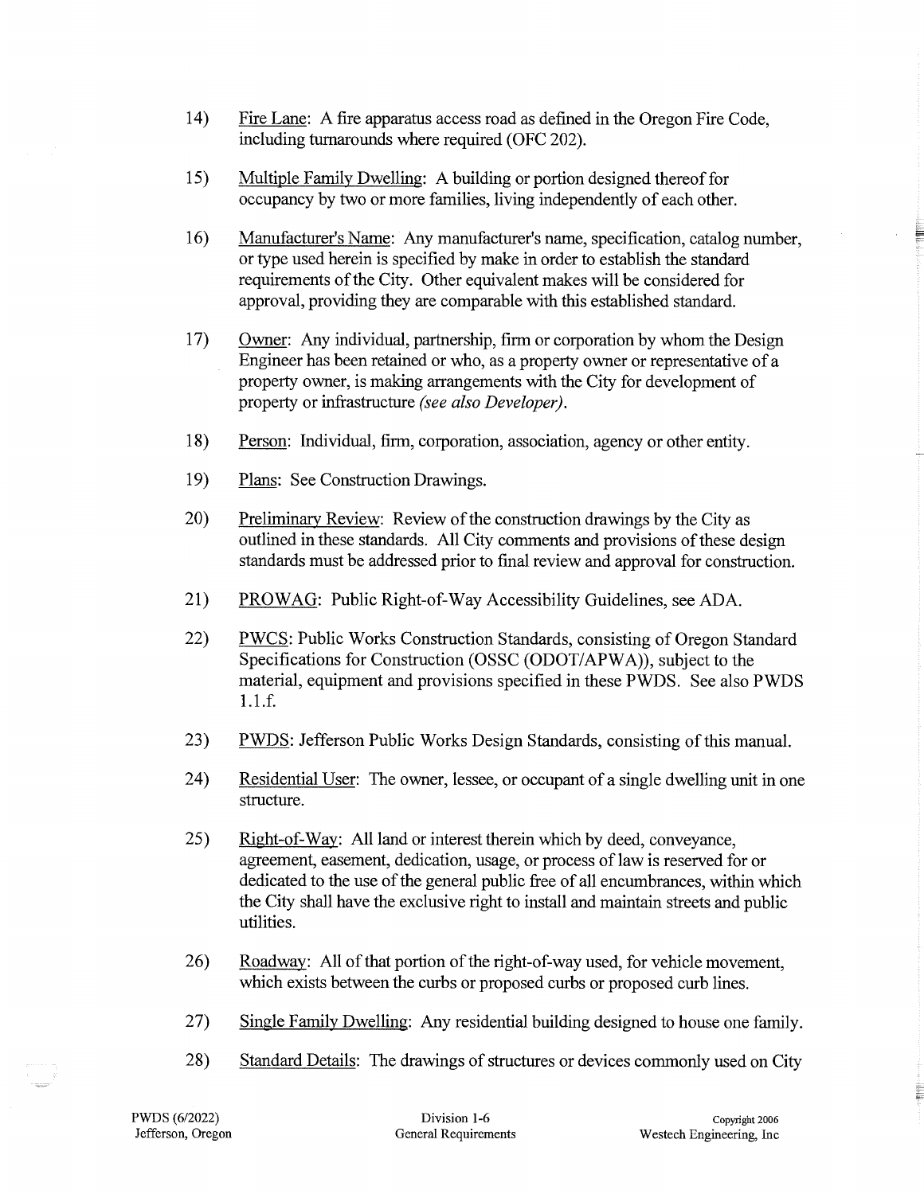14) Fire Lane: A fire apparatus access road as defined in the Oregon Fire Code, including turnarounds where required (OFC 202).

15) Multiple Family Dwelling: A building or portion designed thereof for occupancy by two or more families, living independently of each other.

16) Manufacturer's Name: Any manufacturer's name, specification, catalog number, or type used herein is specified by make in order to establish the standard requirements of the City. Other equivalent makes will be considered for approval, providing they are comparable with this established standard.

17) Owner: Any individual, partnership, firm or corporation by whom the Design Engineer has been retained or who, as a property owner or representative of a property owner, is making arrangements with the City for development of property or infrastructure *(see also Developer)*.

18) Person: Individual, firm, corporation, association, agency or other entity.

19) Plans: See Construction Drawings.

20) Preliminary Review: Review of the construction drawings by the City as outlined in these standards. All City comments and provisions of these design standards must be addressed prior to final review and approval for construction.

21) PROWAG: Public Right-of-Way Accessibility Guidelines, see ADA.

22) PWCS: Public Works Construction Standards, consisting of Oregon Standard Specifications for Construction (OSSC (ODOT/APWA)), subject to the material, equipment and provisions specified in these PWDS. See also PWDS 1.1.f.

23) PWDS: Jefferson Public Works Design Standards, consisting of this manual.

24) Residential User: The owner, lessee, or occupant of a single dwelling unit in one structure.

25) Right-of-Way: All land or interest therein which by deed, conveyance, agreement, easement, dedication, usage, or process of law is reserved for or dedicated to the use of the general public free of all encumbrances, within which the City shall have the exclusive right to install and maintain streets and public utilities.

26) Roadway: All of that portion of the right-of-way used, for vehicle movement, which exists between the curbs or proposed curbs or proposed curb lines.

27) Single Family Dwelling: Any residential building designed to house one family.

28) Standard Details: The drawings of structures or devices commonly used on City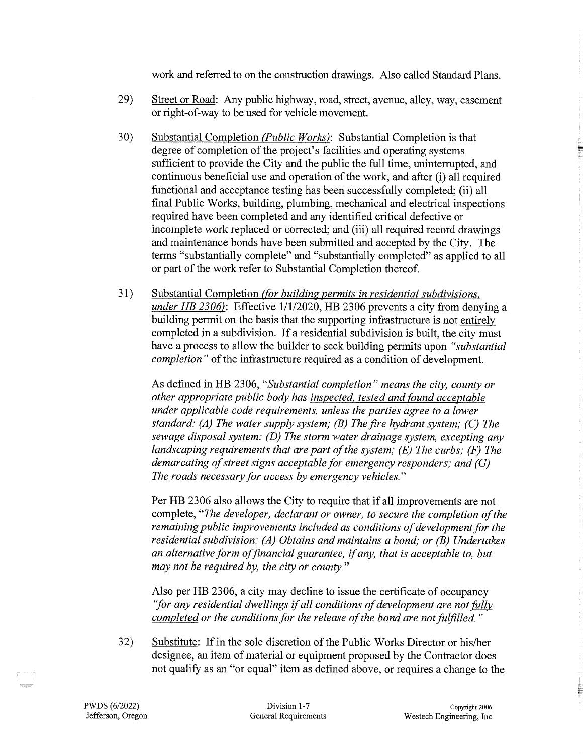work and referred to on the construction drawings. Also called Standard Plans.

29) Street or Road: Any public highway, road, street, avenue, alley, way, easement or right-of-way to be used for vehicle movement.

30) Substantial Completion *(Public Works)*: Substantial Completion is that degree of completion of the project's facilities and operating systems sufficient to provide the City and the public the full time, uninterrupted, and continuous beneficial use and operation of the work, and after (i) all required functional and acceptance testing has been successfully completed; (ii) all final Public Works, building, plumbing, mechanical and electrical inspections required have been completed and any identified critical defective or incomplete work replaced or corrected; and (iii) all required record drawings and maintenance bonds have been submitted and accepted by the City. The terms "substantially complete" and "substantially completed" as applied to all or part of the work refer to Substantial Completion thereof.

31) Substantial Completion *(for building permits in residential subdivisions, under HB 2306)*: Effective 1/1/2020, HB 2306 prevents a city from denying a building permit on the basis that the supporting infrastructure is not entirely completed in a subdivision. If a residential subdivision is built, the city must have a process to allow the builder to seek building permits upon *"substantial completion"* of the infrastructure required as a condition of development.

    As defined in HB 2306, *"Substantial completion" means the city, county or other appropriate public body has inspected, tested and found acceptable under applicable code requirements, unless the parties agree to a lower standard: (A) The water supply system; (B) The fire hydrant system; (C) The sewage disposal system; (D) The storm water drainage system, excepting any landscaping requirements that are part of the system; (E) The curbs; (F) The demarcating of street signs acceptable for emergency responders; and (G) The roads necessary for access by emergency vehicles."*

    Per HB 2306 also allows the City to require that if all improvements are not complete, *"The developer, declarant or owner, to secure the completion of the remaining public improvements included as conditions of development for the residential subdivision: (A) Obtains and maintains a bond; or (B) Undertakes an alternative form of financial guarantee, if any, that is acceptable to, but may not be required by, the city or county."*

    Also per HB 2306, a city may decline to issue the certificate of occupancy *"for any residential dwellings if all conditions of development are not fully completed or the conditions for the release of the bond are not fulfilled."*

32) Substitute: If in the sole discretion of the Public Works Director or his/her designee, an item of material or equipment proposed by the Contractor does not qualify as an "or equal" item as defined above, or requires a change to the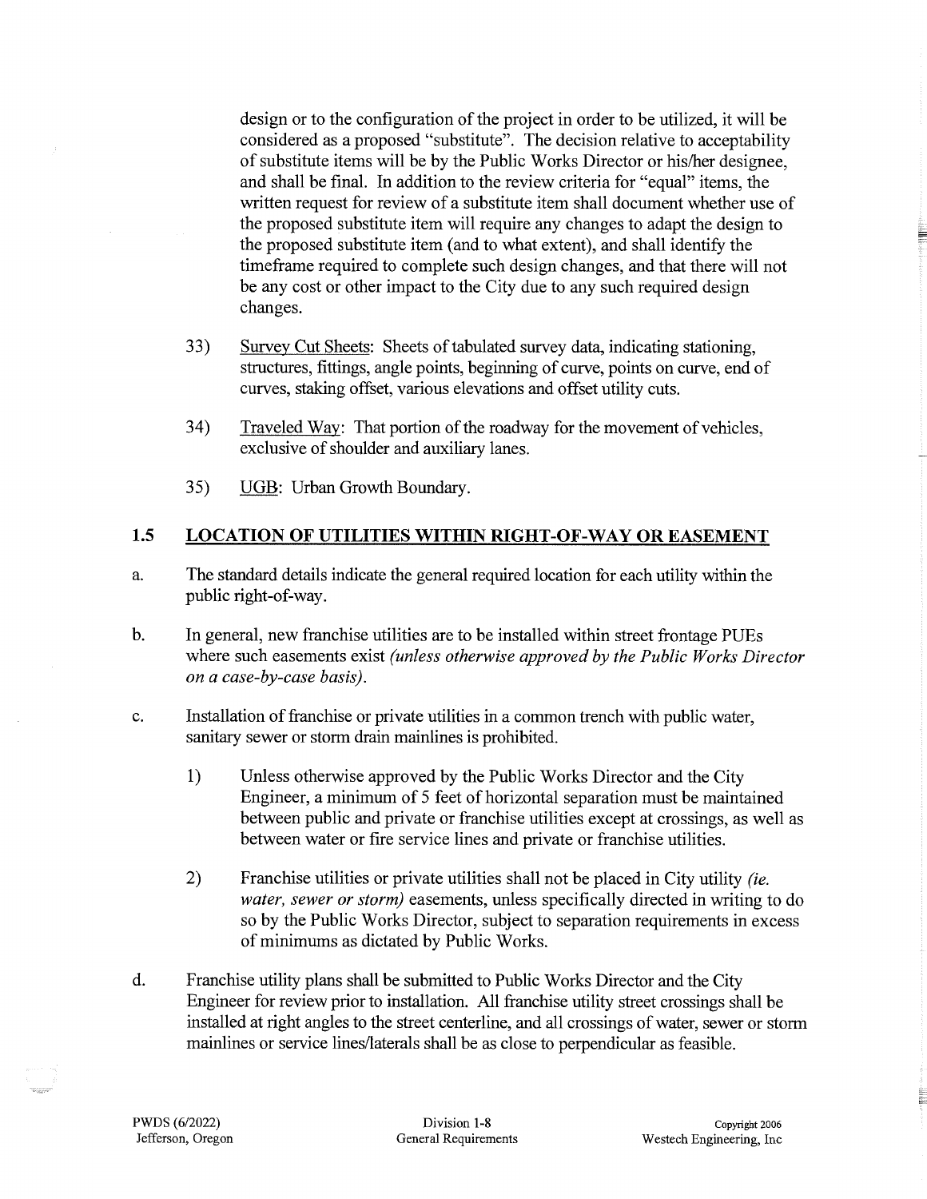design or to the configuration of the project in order to be utilized, it will be considered as a proposed "substitute". The decision relative to acceptability of substitute items will be by the Public Works Director or his/her designee, and shall be final. In addition to the review criteria for "equal" items, the written request for review of a substitute item shall document whether use of the proposed substitute item will require any changes to adapt the design to the proposed substitute item (and to what extent), and shall identify the timeframe required to complete such design changes, and that there will not be any cost or other impact to the City due to any such required design changes.

33) Survey Cut Sheets: Sheets of tabulated survey data, indicating stationing, structures, fittings, angle points, beginning of curve, points on curve, end of curves, staking offset, various elevations and offset utility cuts.

34) Traveled Way: That portion of the roadway for the movement of vehicles, exclusive of shoulder and auxiliary lanes.

35) UGB: Urban Growth Boundary.

## 1.5 LOCATION OF UTILITIES WITHIN RIGHT-OF-WAY OR EASEMENT

a. The standard details indicate the general required location for each utility within the public right-of-way.

b. In general, new franchise utilities are to be installed within street frontage PUEs where such easements exist *(unless otherwise approved by the Public Works Director on a case-by-case basis).*

c. Installation of franchise or private utilities in a common trench with public water, sanitary sewer or storm drain mainlines is prohibited.

   1) Unless otherwise approved by the Public Works Director and the City Engineer, a minimum of 5 feet of horizontal separation must be maintained between public and private or franchise utilities except at crossings, as well as between water or fire service lines and private or franchise utilities.

   2) Franchise utilities or private utilities shall not be placed in City utility *(ie. water, sewer or storm)* easements, unless specifically directed in writing to do so by the Public Works Director, subject to separation requirements in excess of minimums as dictated by Public Works.

d. Franchise utility plans shall be submitted to Public Works Director and the City Engineer for review prior to installation. All franchise utility street crossings shall be installed at right angles to the street centerline, and all crossings of water, sewer or storm mainlines or service lines/laterals shall be as close to perpendicular as feasible.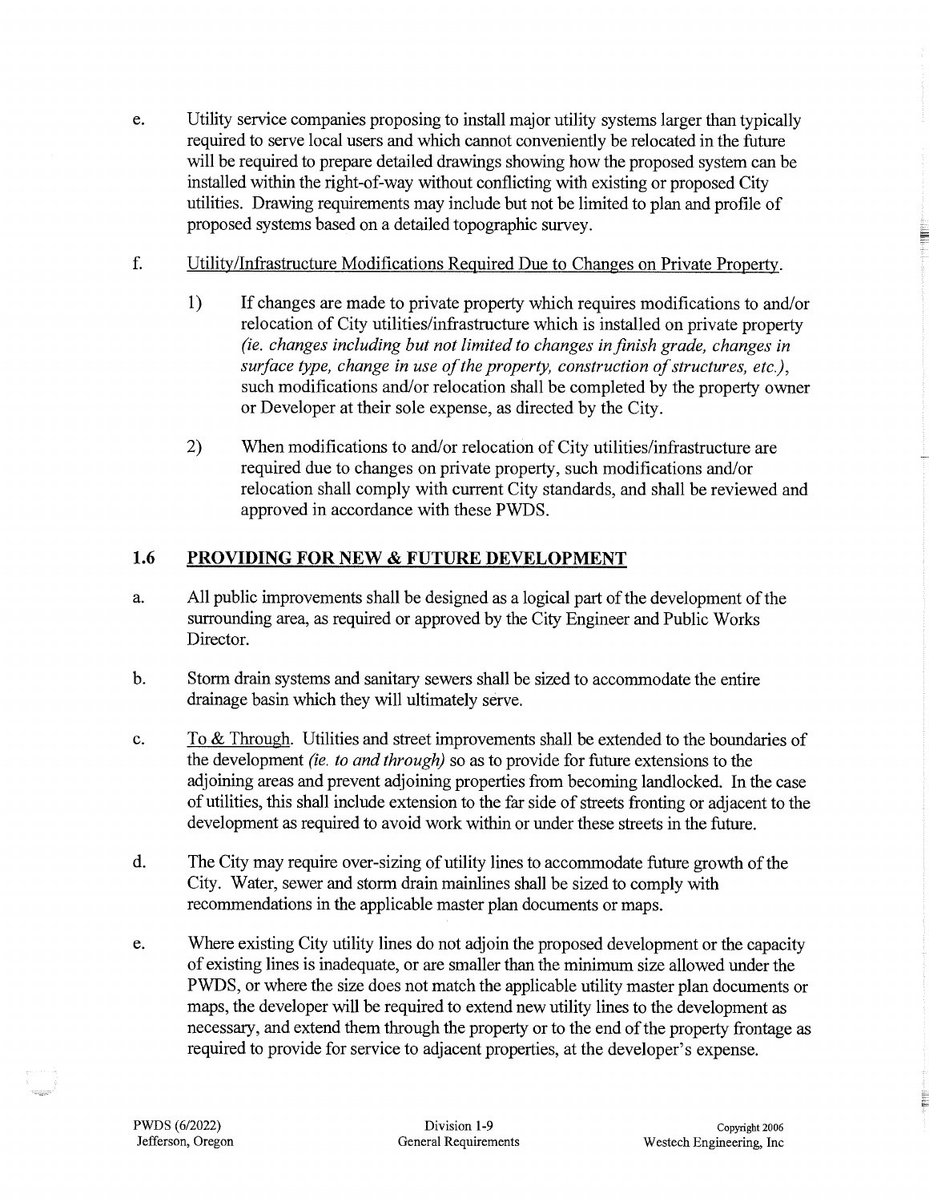e. Utility service companies proposing to install major utility systems larger than typically required to serve local users and which cannot conveniently be relocated in the future will be required to prepare detailed drawings showing how the proposed system can be installed within the right-of-way without conflicting with existing or proposed City utilities. Drawing requirements may include but not be limited to plan and profile of proposed systems based on a detailed topographic survey.

f. Utility/Infrastructure Modifications Required Due to Changes on Private Property.

   1) If changes are made to private property which requires modifications to and/or relocation of City utilities/infrastructure which is installed on private property *(ie. changes including but not limited to changes in finish grade, changes in surface type, change in use of the property, construction of structures, etc.)*, such modifications and/or relocation shall be completed by the property owner or Developer at their sole expense, as directed by the City.

   2) When modifications to and/or relocation of City utilities/infrastructure are required due to changes on private property, such modifications and/or relocation shall comply with current City standards, and shall be reviewed and approved in accordance with these PWDS.

## 1.6 PROVIDING FOR NEW & FUTURE DEVELOPMENT

a. All public improvements shall be designed as a logical part of the development of the surrounding area, as required or approved by the City Engineer and Public Works Director.

b. Storm drain systems and sanitary sewers shall be sized to accommodate the entire drainage basin which they will ultimately serve.

c. To & Through. Utilities and street improvements shall be extended to the boundaries of the development *(ie. to and through)* so as to provide for future extensions to the adjoining areas and prevent adjoining properties from becoming landlocked. In the case of utilities, this shall include extension to the far side of streets fronting or adjacent to the development as required to avoid work within or under these streets in the future.

d. The City may require over-sizing of utility lines to accommodate future growth of the City. Water, sewer and storm drain mainlines shall be sized to comply with recommendations in the applicable master plan documents or maps.

e. Where existing City utility lines do not adjoin the proposed development or the capacity of existing lines is inadequate, or are smaller than the minimum size allowed under the PWDS, or where the size does not match the applicable utility master plan documents or maps, the developer will be required to extend new utility lines to the development as necessary, and extend them through the property or to the end of the property frontage as required to provide for service to adjacent properties, at the developer's expense.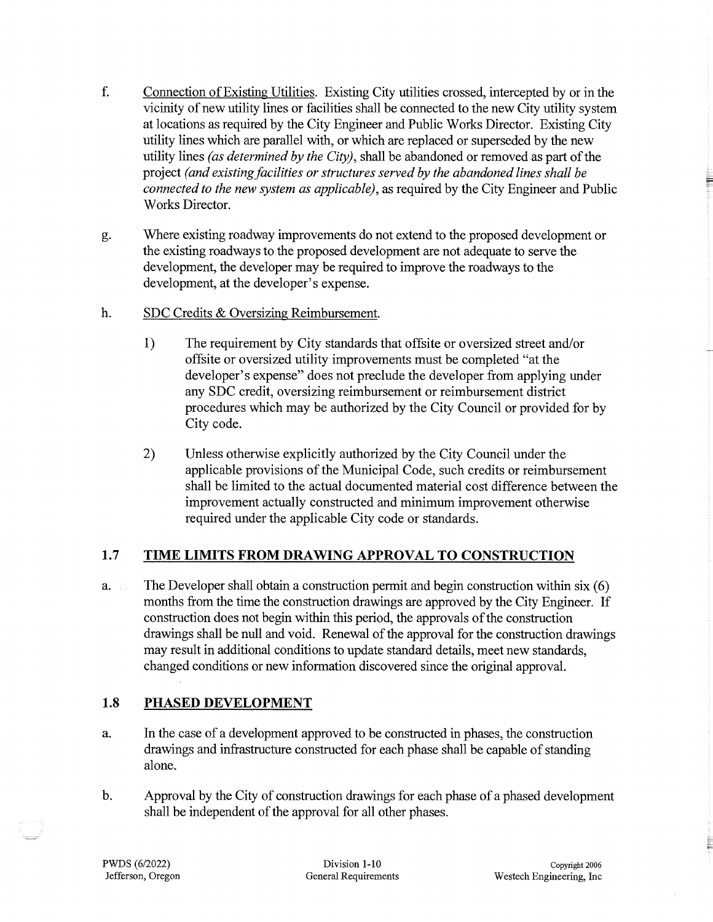f. Connection of Existing Utilities. Existing City utilities crossed, intercepted by or in the vicinity of new utility lines or facilities shall be connected to the new City utility system at locations as required by the City Engineer and Public Works Director. Existing City utility lines which are parallel with, or which are replaced or superseded by the new utility lines *(as determined by the City)*, shall be abandoned or removed as part of the project *(and existing facilities or structures served by the abandoned lines shall be connected to the new system as applicable)*, as required by the City Engineer and Public Works Director.

g. Where existing roadway improvements do not extend to the proposed development or the existing roadways to the proposed development are not adequate to serve the development, the developer may be required to improve the roadways to the development, at the developer's expense.

h. SDC Credits & Oversizing Reimbursement.

   1) The requirement by City standards that offsite or oversized street and/or offsite or oversized utility improvements must be completed "at the developer's expense" does not preclude the developer from applying under any SDC credit, oversizing reimbursement or reimbursement district procedures which may be authorized by the City Council or provided for by City code.

   2) Unless otherwise explicitly authorized by the City Council under the applicable provisions of the Municipal Code, such credits or reimbursement shall be limited to the actual documented material cost difference between the improvement actually constructed and minimum improvement otherwise required under the applicable City code or standards.

## 1.7 TIME LIMITS FROM DRAWING APPROVAL TO CONSTRUCTION

a. The Developer shall obtain a construction permit and begin construction within six (6) months from the time the construction drawings are approved by the City Engineer. If construction does not begin within this period, the approvals of the construction drawings shall be null and void. Renewal of the approval for the construction drawings may result in additional conditions to update standard details, meet new standards, changed conditions or new information discovered since the original approval.

## 1.8 PHASED DEVELOPMENT

a. In the case of a development approved to be constructed in phases, the construction drawings and infrastructure constructed for each phase shall be capable of standing alone.

b. Approval by the City of construction drawings for each phase of a phased development shall be independent of the approval for all other phases.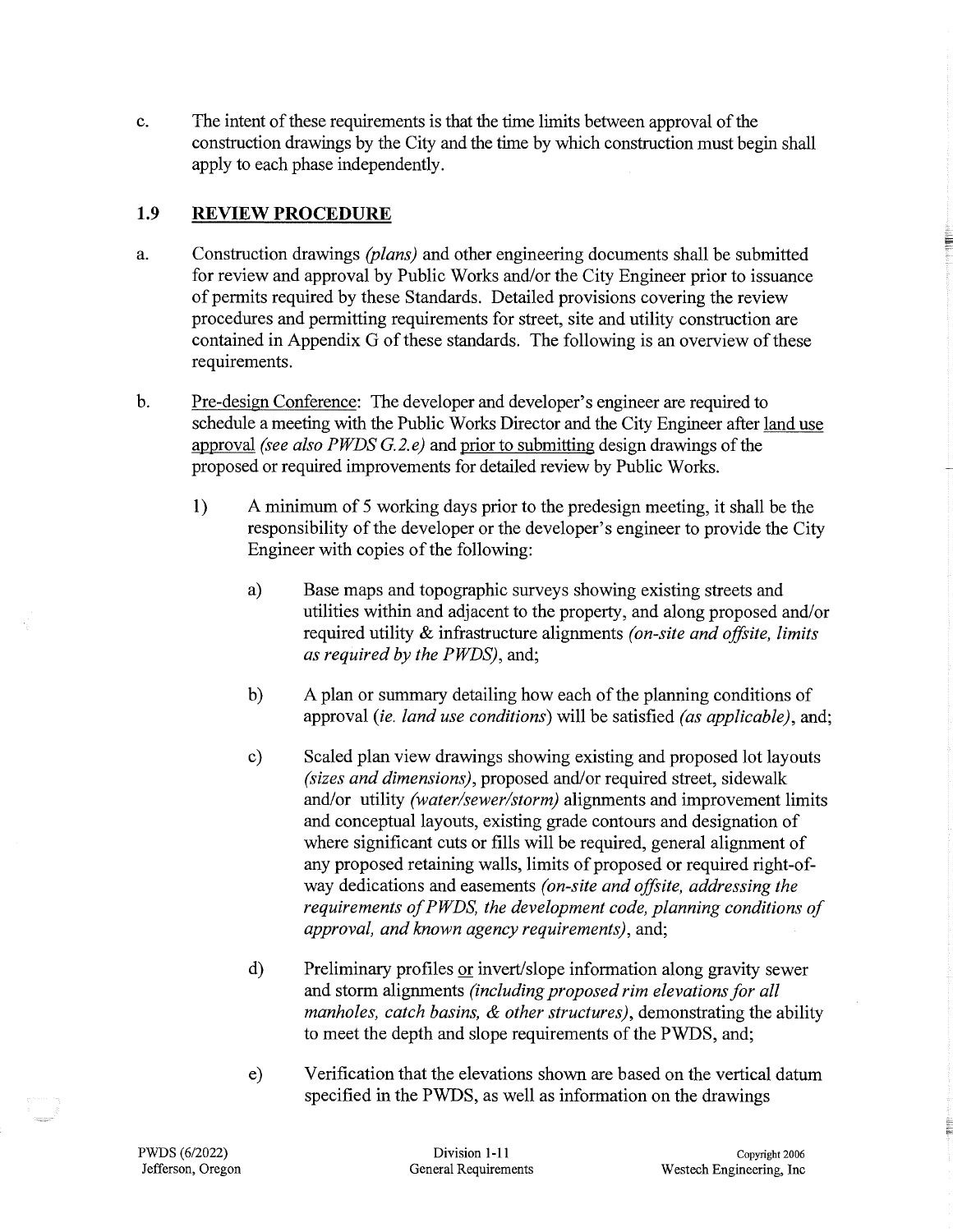c. The intent of these requirements is that the time limits between approval of the construction drawings by the City and the time by which construction must begin shall apply to each phase independently.

## 1.9 REVIEW PROCEDURE

a. Construction drawings *(plans)* and other engineering documents shall be submitted for review and approval by Public Works and/or the City Engineer prior to issuance of permits required by these Standards. Detailed provisions covering the review procedures and permitting requirements for street, site and utility construction are contained in Appendix G of these standards. The following is an overview of these requirements.

b. Pre-design Conference: The developer and developer's engineer are required to schedule a meeting with the Public Works Director and the City Engineer after land use approval *(see also PWDS G.2.e)* and prior to submitting design drawings of the proposed or required improvements for detailed review by Public Works.

   1) A minimum of 5 working days prior to the predesign meeting, it shall be the responsibility of the developer or the developer's engineer to provide the City Engineer with copies of the following:

      a) Base maps and topographic surveys showing existing streets and utilities within and adjacent to the property, and along proposed and/or required utility & infrastructure alignments *(on-site and offsite, limits as required by the PWDS)*, and;

      b) A plan or summary detailing how each of the planning conditions of approval (*ie. land use conditions*) will be satisfied *(as applicable)*, and;

      c) Scaled plan view drawings showing existing and proposed lot layouts *(sizes and dimensions)*, proposed and/or required street, sidewalk and/or utility *(water/sewer/storm)* alignments and improvement limits and conceptual layouts, existing grade contours and designation of where significant cuts or fills will be required, general alignment of any proposed retaining walls, limits of proposed or required right-of-way dedications and easements *(on-site and offsite, addressing the requirements of PWDS, the development code, planning conditions of approval, and known agency requirements)*, and;

      d) Preliminary profiles or invert/slope information along gravity sewer and storm alignments *(including proposed rim elevations for all manholes, catch basins, & other structures)*, demonstrating the ability to meet the depth and slope requirements of the PWDS, and;

      e) Verification that the elevations shown are based on the vertical datum specified in the PWDS, as well as information on the drawings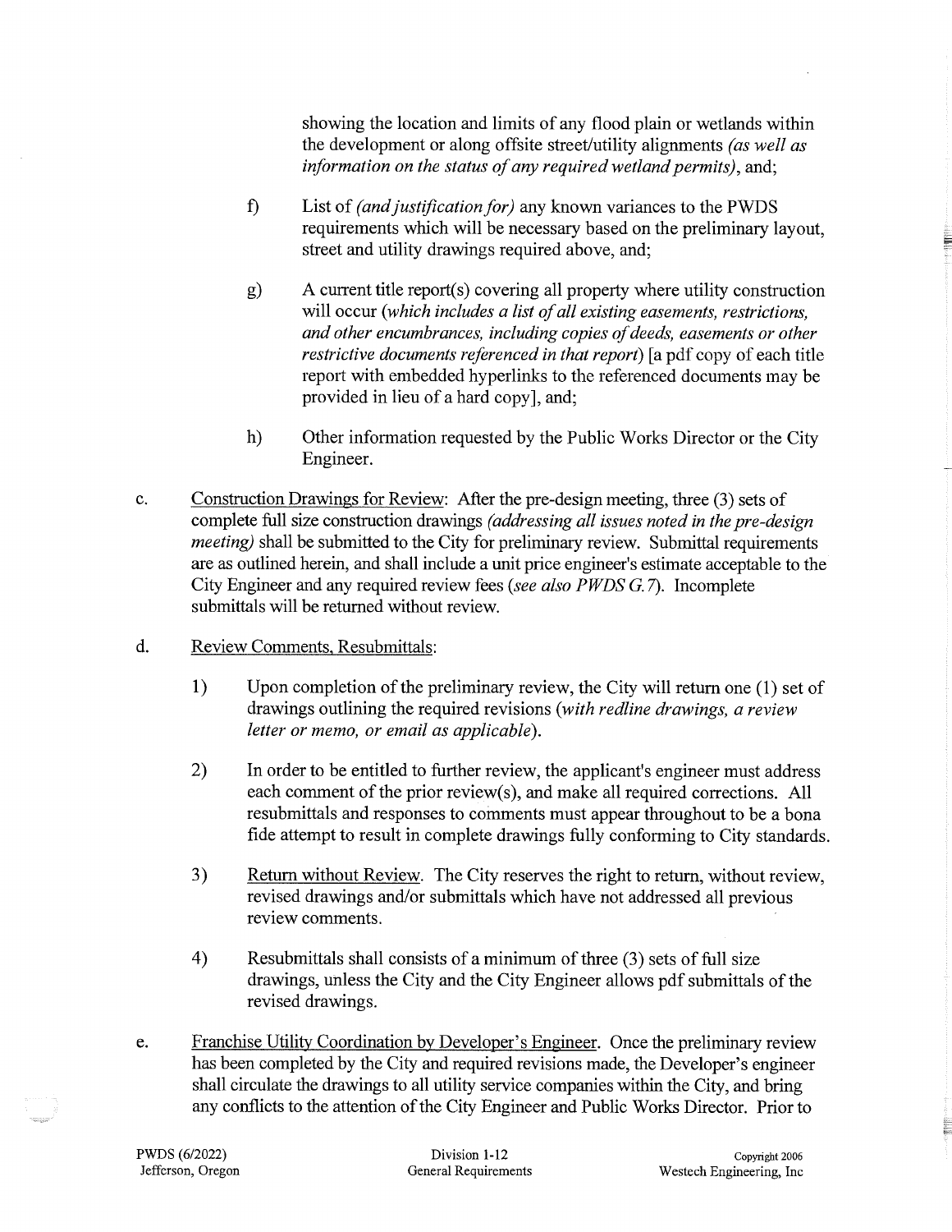showing the location and limits of any flood plain or wetlands within the development or along offsite street/utility alignments *(as well as information on the status of any required wetland permits)*, and;

f) List of *(and justification for)* any known variances to the PWDS requirements which will be necessary based on the preliminary layout, street and utility drawings required above, and;

g) A current title report(s) covering all property where utility construction will occur *(which includes a list of all existing easements, restrictions, and other encumbrances, including copies of deeds, easements or other restrictive documents referenced in that report)* [a pdf copy of each title report with embedded hyperlinks to the referenced documents may be provided in lieu of a hard copy], and;

h) Other information requested by the Public Works Director or the City Engineer.

c. Construction Drawings for Review: After the pre-design meeting, three (3) sets of complete full size construction drawings *(addressing all issues noted in the pre-design meeting)* shall be submitted to the City for preliminary review. Submittal requirements are as outlined herein, and shall include a unit price engineer's estimate acceptable to the City Engineer and any required review fees *(see also PWDS G.7)*. Incomplete submittals will be returned without review.

d. Review Comments, Resubmittals:

1) Upon completion of the preliminary review, the City will return one (1) set of drawings outlining the required revisions *(with redline drawings, a review letter or memo, or email as applicable)*.

2) In order to be entitled to further review, the applicant's engineer must address each comment of the prior review(s), and make all required corrections. All resubmittals and responses to comments must appear throughout to be a bona fide attempt to result in complete drawings fully conforming to City standards.

3) Return without Review. The City reserves the right to return, without review, revised drawings and/or submittals which have not addressed all previous review comments.

4) Resubmittals shall consists of a minimum of three (3) sets of full size drawings, unless the City and the City Engineer allows pdf submittals of the revised drawings.

e. Franchise Utility Coordination by Developer's Engineer. Once the preliminary review has been completed by the City and required revisions made, the Developer's engineer shall circulate the drawings to all utility service companies within the City, and bring any conflicts to the attention of the City Engineer and Public Works Director. Prior to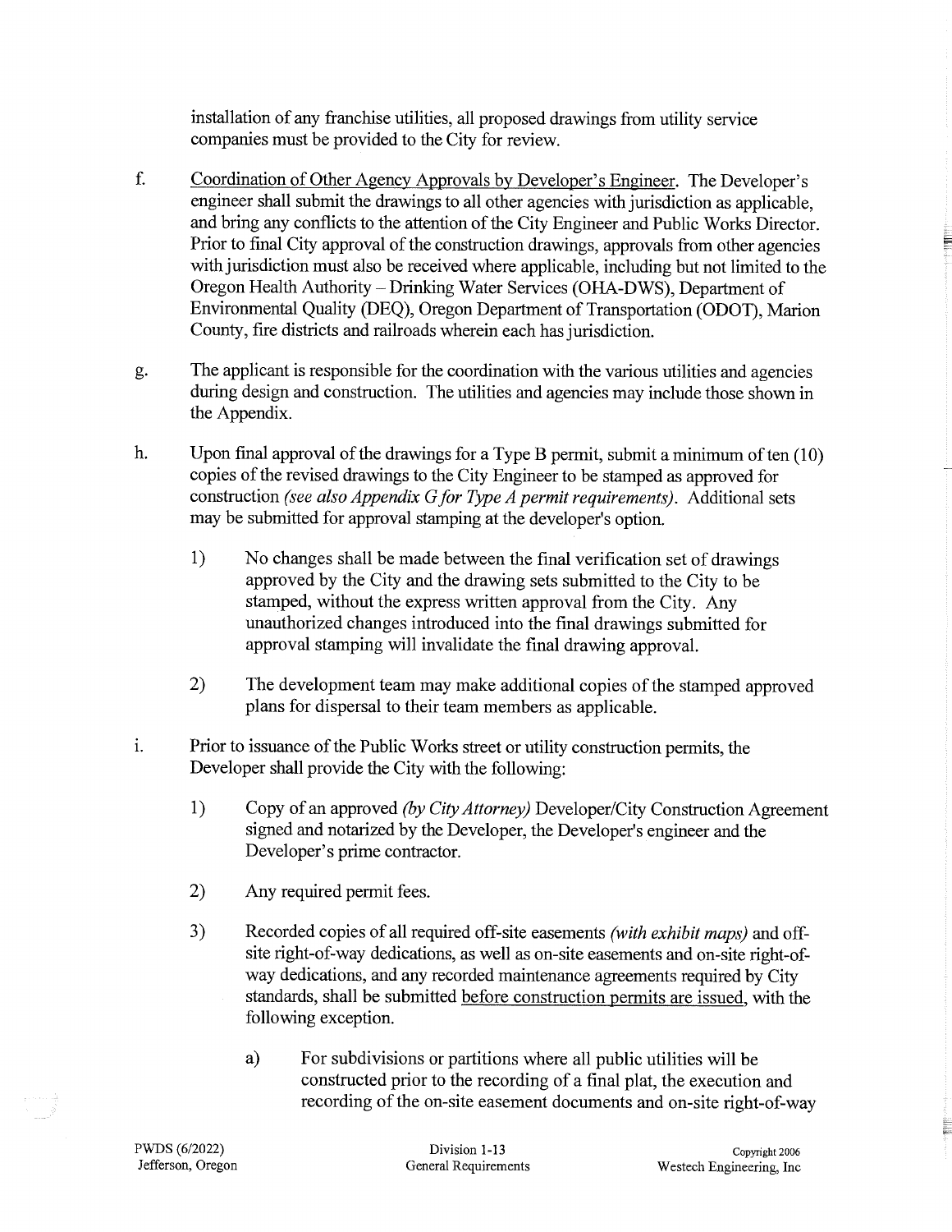installation of any franchise utilities, all proposed drawings from utility service companies must be provided to the City for review.

f. Coordination of Other Agency Approvals by Developer's Engineer. The Developer's engineer shall submit the drawings to all other agencies with jurisdiction as applicable, and bring any conflicts to the attention of the City Engineer and Public Works Director. Prior to final City approval of the construction drawings, approvals from other agencies with jurisdiction must also be received where applicable, including but not limited to the Oregon Health Authority – Drinking Water Services (OHA-DWS), Department of Environmental Quality (DEQ), Oregon Department of Transportation (ODOT), Marion County, fire districts and railroads wherein each has jurisdiction.

g. The applicant is responsible for the coordination with the various utilities and agencies during design and construction. The utilities and agencies may include those shown in the Appendix.

h. Upon final approval of the drawings for a Type B permit, submit a minimum of ten (10) copies of the revised drawings to the City Engineer to be stamped as approved for construction *(see also Appendix G for Type A permit requirements)*. Additional sets may be submitted for approval stamping at the developer's option.

   1) No changes shall be made between the final verification set of drawings approved by the City and the drawing sets submitted to the City to be stamped, without the express written approval from the City. Any unauthorized changes introduced into the final drawings submitted for approval stamping will invalidate the final drawing approval.

   2) The development team may make additional copies of the stamped approved plans for dispersal to their team members as applicable.

i. Prior to issuance of the Public Works street or utility construction permits, the Developer shall provide the City with the following:

   1) Copy of an approved *(by City Attorney)* Developer/City Construction Agreement signed and notarized by the Developer, the Developer's engineer and the Developer's prime contractor.

   2) Any required permit fees.

   3) Recorded copies of all required off-site easements *(with exhibit maps)* and off-site right-of-way dedications, as well as on-site easements and on-site right-of-way dedications, and any recorded maintenance agreements required by City standards, shall be submitted before construction permits are issued, with the following exception.

      a) For subdivisions or partitions where all public utilities will be constructed prior to the recording of a final plat, the execution and recording of the on-site easement documents and on-site right-of-way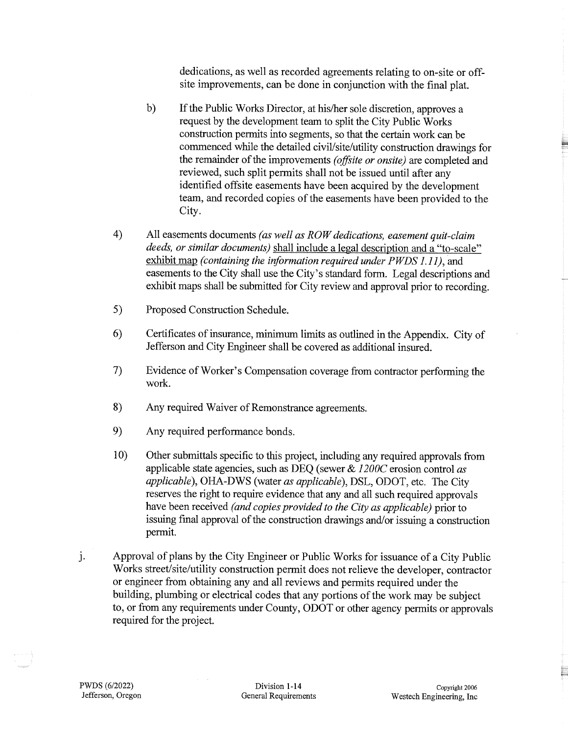dedications, as well as recorded agreements relating to on-site or off-site improvements, can be done in conjunction with the final plat.

b) If the Public Works Director, at his/her sole discretion, approves a request by the development team to split the City Public Works construction permits into segments, so that the certain work can be commenced while the detailed civil/site/utility construction drawings for the remainder of the improvements *(offsite or onsite)* are completed and reviewed, such split permits shall not be issued until after any identified offsite easements have been acquired by the development team, and recorded copies of the easements have been provided to the City.

4) All easements documents *(as well as ROW dedications, easement quit-claim deeds, or similar documents)* <u>shall include a legal description and a "to-scale" exhibit map</u> *(containing the information required under PWDS 1.11)*, and easements to the City shall use the City's standard form. Legal descriptions and exhibit maps shall be submitted for City review and approval prior to recording.

5) Proposed Construction Schedule.

6) Certificates of insurance, minimum limits as outlined in the Appendix. City of Jefferson and City Engineer shall be covered as additional insured.

7) Evidence of Worker's Compensation coverage from contractor performing the work.

8) Any required Waiver of Remonstrance agreements.

9) Any required performance bonds.

10) Other submittals specific to this project, including any required approvals from applicable state agencies, such as DEQ (sewer & *1200C* erosion control *as applicable*), OHA-DWS (water *as applicable*), DSL, ODOT, etc. The City reserves the right to require evidence that any and all such required approvals have been received *(and copies provided to the City as applicable)* prior to issuing final approval of the construction drawings and/or issuing a construction permit.

j. Approval of plans by the City Engineer or Public Works for issuance of a City Public Works street/site/utility construction permit does not relieve the developer, contractor or engineer from obtaining any and all reviews and permits required under the building, plumbing or electrical codes that any portions of the work may be subject to, or from any requirements under County, ODOT or other agency permits or approvals required for the project.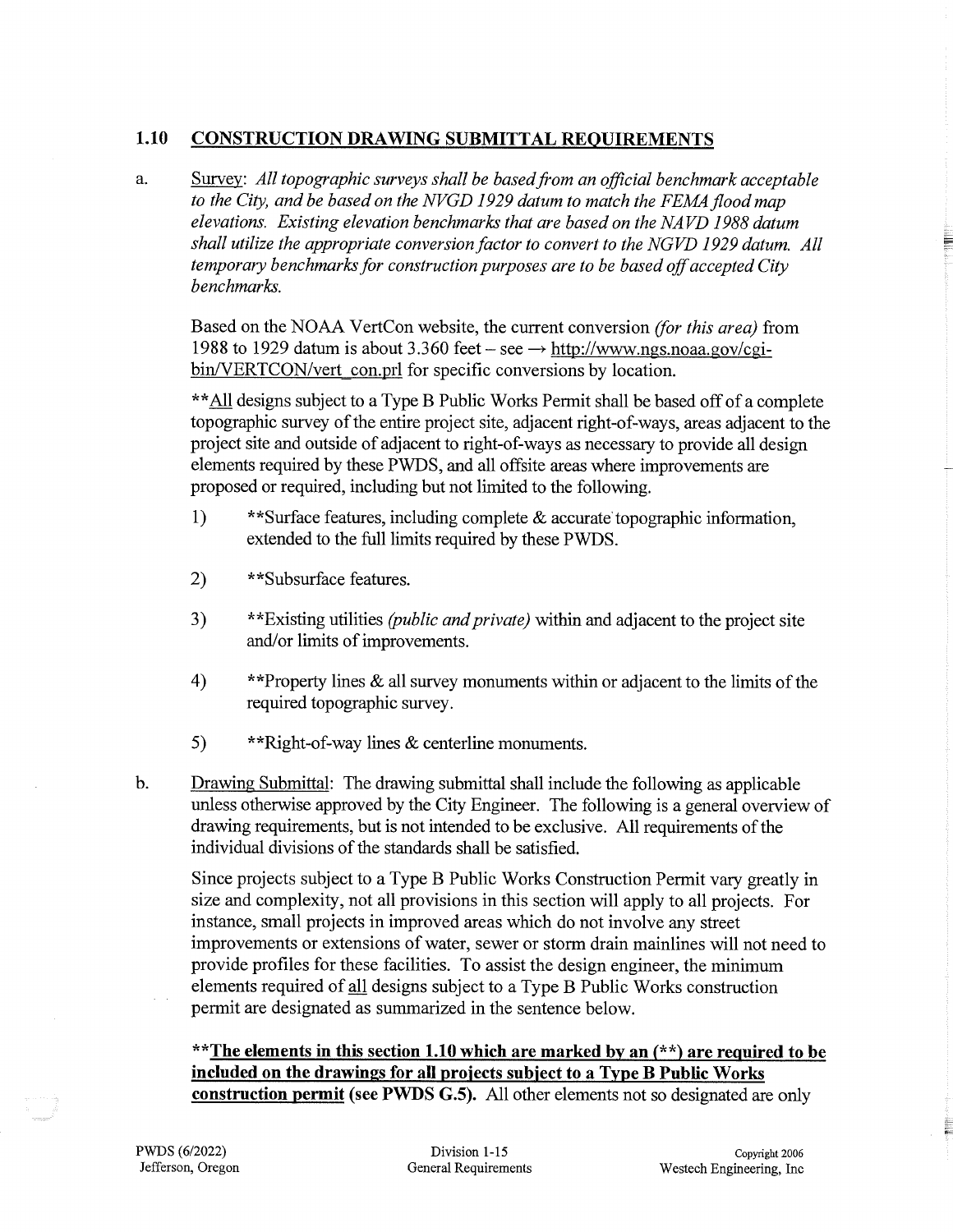## 1.10 CONSTRUCTION DRAWING SUBMITTAL REQUIREMENTS

a. Survey: *All topographic surveys shall be based from an official benchmark acceptable to the City, and be based on the NVGD 1929 datum to match the FEMA flood map elevations. Existing elevation benchmarks that are based on the NAVD 1988 datum shall utilize the appropriate conversion factor to convert to the NGVD 1929 datum. All temporary benchmarks for construction purposes are to be based off accepted City benchmarks.*

Based on the NOAA VertCon website, the current conversion *(for this area)* from 1988 to 1929 datum is about 3.360 feet – see → http://www.ngs.noaa.gov/cgi-bin/VERTCON/vert_con.prl for specific conversions by location.

**All designs subject to a Type B Public Works Permit shall be based off of a complete topographic survey of the entire project site, adjacent right-of-ways, areas adjacent to the project site and outside of adjacent to right-of-ways as necessary to provide all design elements required by these PWDS, and all offsite areas where improvements are proposed or required, including but not limited to the following.

1) **Surface features, including complete & accurate topographic information, extended to the full limits required by these PWDS.

2) **Subsurface features.

3) **Existing utilities *(public and private)* within and adjacent to the project site and/or limits of improvements.

4) **Property lines & all survey monuments within or adjacent to the limits of the required topographic survey.

5) **Right-of-way lines & centerline monuments.

b. Drawing Submittal: The drawing submittal shall include the following as applicable unless otherwise approved by the City Engineer. The following is a general overview of drawing requirements, but is not intended to be exclusive. All requirements of the individual divisions of the standards shall be satisfied.

Since projects subject to a Type B Public Works Construction Permit vary greatly in size and complexity, not all provisions in this section will apply to all projects. For instance, small projects in improved areas which do not involve any street improvements or extensions of water, sewer or storm drain mainlines will not need to provide profiles for these facilities. To assist the design engineer, the minimum elements required of all designs subject to a Type B Public Works construction permit are designated as summarized in the sentence below.

**\*\*The elements in this section 1.10 which are marked by an (\*\*) are required to be included on the drawings for all projects subject to a Type B Public Works construction permit (see PWDS G.5).** All other elements not so designated are only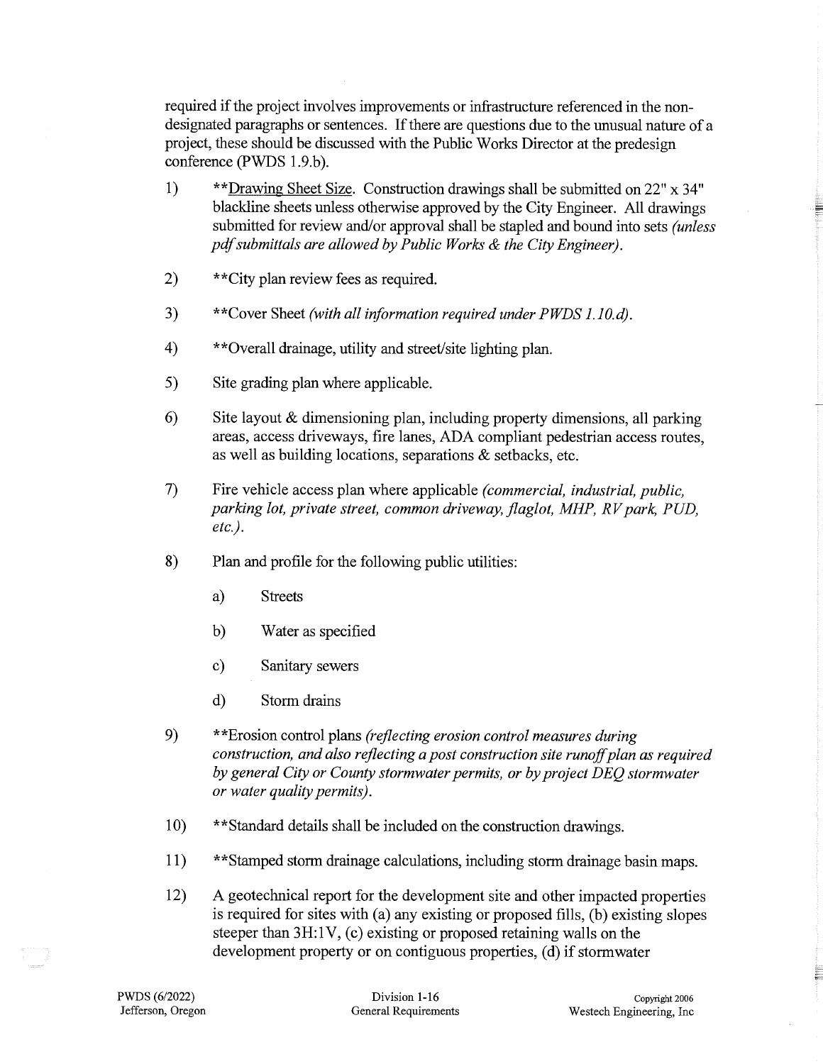required if the project involves improvements or infrastructure referenced in the non-designated paragraphs or sentences. If there are questions due to the unusual nature of a project, these should be discussed with the Public Works Director at the predesign conference (PWDS 1.9.b).

1) **Drawing Sheet Size. Construction drawings shall be submitted on 22" x 34" blackline sheets unless otherwise approved by the City Engineer. All drawings submitted for review and/or approval shall be stapled and bound into sets *(unless pdf submittals are allowed by Public Works & the City Engineer)*.

2) **City plan review fees as required.

3) **Cover Sheet *(with all information required under PWDS 1.10.d)*.

4) **Overall drainage, utility and street/site lighting plan.

5) Site grading plan where applicable.

6) Site layout & dimensioning plan, including property dimensions, all parking areas, access driveways, fire lanes, ADA compliant pedestrian access routes, as well as building locations, separations & setbacks, etc.

7) Fire vehicle access plan where applicable *(commercial, industrial, public, parking lot, private street, common driveway, flaglot, MHP, RV park, PUD, etc.)*.

8) Plan and profile for the following public utilities:

    a) Streets

    b) Water as specified

    c) Sanitary sewers

    d) Storm drains

9) **Erosion control plans *(reflecting erosion control measures during construction, and also reflecting a post construction site runoff plan as required by general City or County stormwater permits, or by project DEQ stormwater or water quality permits)*.

10) **Standard details shall be included on the construction drawings.

11) **Stamped storm drainage calculations, including storm drainage basin maps.

12) A geotechnical report for the development site and other impacted properties is required for sites with (a) any existing or proposed fills, (b) existing slopes steeper than 3H:1V, (c) existing or proposed retaining walls on the development property or on contiguous properties, (d) if stormwater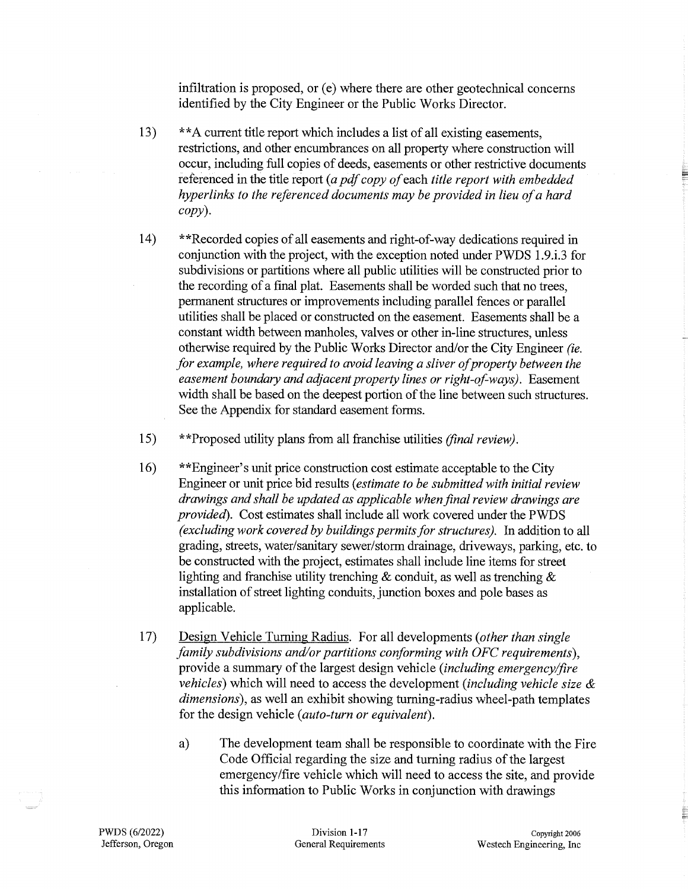infiltration is proposed, or (e) where there are other geotechnical concerns identified by the City Engineer or the Public Works Director.

13) **A current title report which includes a list of all existing easements, restrictions, and other encumbrances on all property where construction will occur, including full copies of deeds, easements or other restrictive documents referenced in the title report *(a pdf copy of each title report with embedded hyperlinks to the referenced documents may be provided in lieu of a hard copy)*.

14) **Recorded copies of all easements and right-of-way dedications required in conjunction with the project, with the exception noted under PWDS 1.9.i.3 for subdivisions or partitions where all public utilities will be constructed prior to the recording of a final plat. Easements shall be worded such that no trees, permanent structures or improvements including parallel fences or parallel utilities shall be placed or constructed on the easement. Easements shall be a constant width between manholes, valves or other in-line structures, unless otherwise required by the Public Works Director and/or the City Engineer *(ie. for example, where required to avoid leaving a sliver of property between the easement boundary and adjacent property lines or right-of-ways)*. Easement width shall be based on the deepest portion of the line between such structures. See the Appendix for standard easement forms.

15) **Proposed utility plans from all franchise utilities *(final review)*.

16) **Engineer's unit price construction cost estimate acceptable to the City Engineer or unit price bid results *(estimate to be submitted with initial review drawings and shall be updated as applicable when final review drawings are provided)*. Cost estimates shall include all work covered under the PWDS *(excluding work covered by buildings permits for structures)*. In addition to all grading, streets, water/sanitary sewer/storm drainage, driveways, parking, etc. to be constructed with the project, estimates shall include line items for street lighting and franchise utility trenching & conduit, as well as trenching & installation of street lighting conduits, junction boxes and pole bases as applicable.

17) Design Vehicle Turning Radius. For all developments *(other than single family subdivisions and/or partitions conforming with OFC requirements)*, provide a summary of the largest design vehicle *(including emergency/fire vehicles)* which will need to access the development *(including vehicle size & dimensions)*, as well an exhibit showing turning-radius wheel-path templates for the design vehicle *(auto-turn or equivalent)*.

    a) The development team shall be responsible to coordinate with the Fire Code Official regarding the size and turning radius of the largest emergency/fire vehicle which will need to access the site, and provide this information to Public Works in conjunction with drawings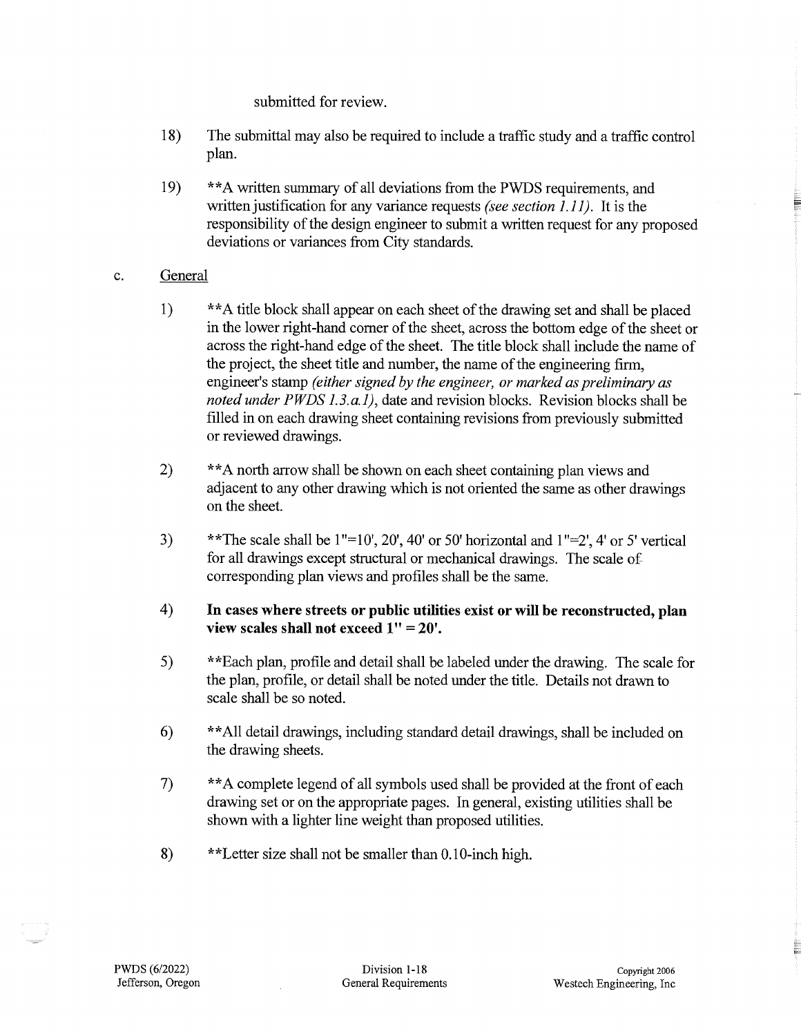submitted for review.

18) The submittal may also be required to include a traffic study and a traffic control plan.

19) **A written summary of all deviations from the PWDS requirements, and written justification for any variance requests *(see section 1.11)*. It is the responsibility of the design engineer to submit a written request for any proposed deviations or variances from City standards.

c. General

1) **A title block shall appear on each sheet of the drawing set and shall be placed in the lower right-hand corner of the sheet, across the bottom edge of the sheet or across the right-hand edge of the sheet. The title block shall include the name of the project, the sheet title and number, the name of the engineering firm, engineer's stamp *(either signed by the engineer, or marked as preliminary as noted under PWDS 1.3.a.1)*, date and revision blocks. Revision blocks shall be filled in on each drawing sheet containing revisions from previously submitted or reviewed drawings.

2) **A north arrow shall be shown on each sheet containing plan views and adjacent to any other drawing which is not oriented the same as other drawings on the sheet.

3) **The scale shall be 1"=10', 20', 40' or 50' horizontal and 1"=2', 4' or 5' vertical for all drawings except structural or mechanical drawings. The scale of corresponding plan views and profiles shall be the same.

4) **In cases where streets or public utilities exist or will be reconstructed, plan view scales shall not exceed 1" = 20'.**

5) **Each plan, profile and detail shall be labeled under the drawing. The scale for the plan, profile, or detail shall be noted under the title. Details not drawn to scale shall be so noted.

6) **All detail drawings, including standard detail drawings, shall be included on the drawing sheets.

7) **A complete legend of all symbols used shall be provided at the front of each drawing set or on the appropriate pages. In general, existing utilities shall be shown with a lighter line weight than proposed utilities.

8) **Letter size shall not be smaller than 0.10-inch high.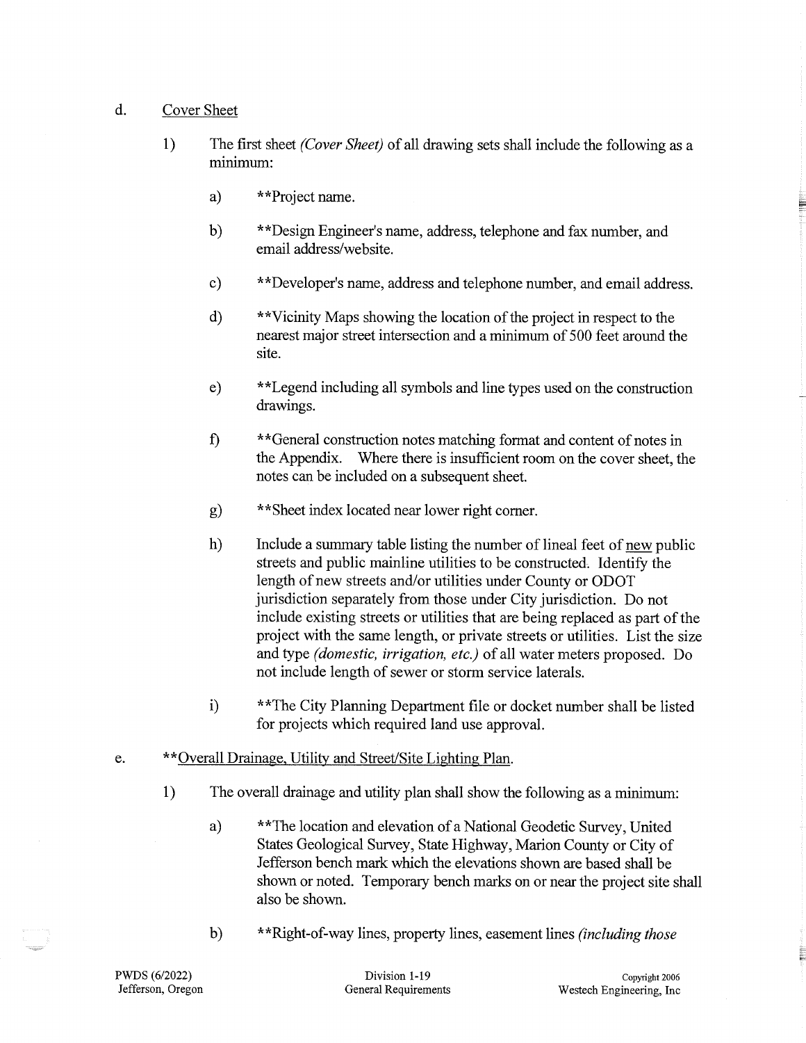d. <u>Cover Sheet</u>

1) The first sheet *(Cover Sheet)* of all drawing sets shall include the following as a minimum:

a) **Project name.

b) **Design Engineer's name, address, telephone and fax number, and email address/website.

c) **Developer's name, address and telephone number, and email address.

d) **Vicinity Maps showing the location of the project in respect to the nearest major street intersection and a minimum of 500 feet around the site.

e) **Legend including all symbols and line types used on the construction drawings.

f) **General construction notes matching format and content of notes in the Appendix. Where there is insufficient room on the cover sheet, the notes can be included on a subsequent sheet.

g) **Sheet index located near lower right corner.

h) Include a summary table listing the number of lineal feet of <u>new</u> public streets and public mainline utilities to be constructed. Identify the length of new streets and/or utilities under County or ODOT jurisdiction separately from those under City jurisdiction. Do not include existing streets or utilities that are being replaced as part of the project with the same length, or private streets or utilities. List the size and type *(domestic, irrigation, etc.)* of all water meters proposed. Do not include length of sewer or storm service laterals.

i) **The City Planning Department file or docket number shall be listed for projects which required land use approval.

e. **<u>Overall Drainage, Utility and Street/Site Lighting Plan</u>.

1) The overall drainage and utility plan shall show the following as a minimum:

a) **The location and elevation of a National Geodetic Survey, United States Geological Survey, State Highway, Marion County or City of Jefferson bench mark which the elevations shown are based shall be shown or noted. Temporary bench marks on or near the project site shall also be shown.

b) **Right-of-way lines, property lines, easement lines *(including those*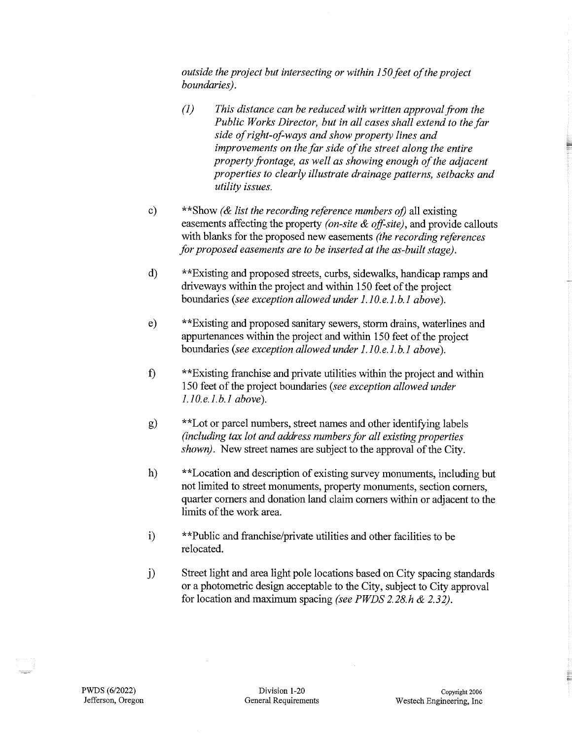*outside the project but intersecting or within 150 feet of the project boundaries).*

*(1) This distance can be reduced with written approval from the Public Works Director, but in all cases shall extend to the far side of right-of-ways and show property lines and improvements on the far side of the street along the entire property frontage, as well as showing enough of the adjacent properties to clearly illustrate drainage patterns, setbacks and utility issues.*

c) **Show *(& list the recording reference numbers of)* all existing easements affecting the property *(on-site & off-site)*, and provide callouts with blanks for the proposed new easements *(the recording references for proposed easements are to be inserted at the as-built stage)*.

d) **Existing and proposed streets, curbs, sidewalks, handicap ramps and driveways within the project and within 150 feet of the project boundaries *(see exception allowed under 1.10.e.1.b.1 above)*.

e) **Existing and proposed sanitary sewers, storm drains, waterlines and appurtenances within the project and within 150 feet of the project boundaries *(see exception allowed under 1.10.e.1.b.1 above)*.

f) **Existing franchise and private utilities within the project and within 150 feet of the project boundaries *(see exception allowed under 1.10.e.1.b.1 above)*.

g) **Lot or parcel numbers, street names and other identifying labels *(including tax lot and address numbers for all existing properties shown)*. New street names are subject to the approval of the City.

h) **Location and description of existing survey monuments, including but not limited to street monuments, property monuments, section corners, quarter corners and donation land claim corners within or adjacent to the limits of the work area.

i) **Public and franchise/private utilities and other facilities to be relocated.

j) Street light and area light pole locations based on City spacing standards or a photometric design acceptable to the City, subject to City approval for location and maximum spacing *(see PWDS 2.28.h & 2.32)*.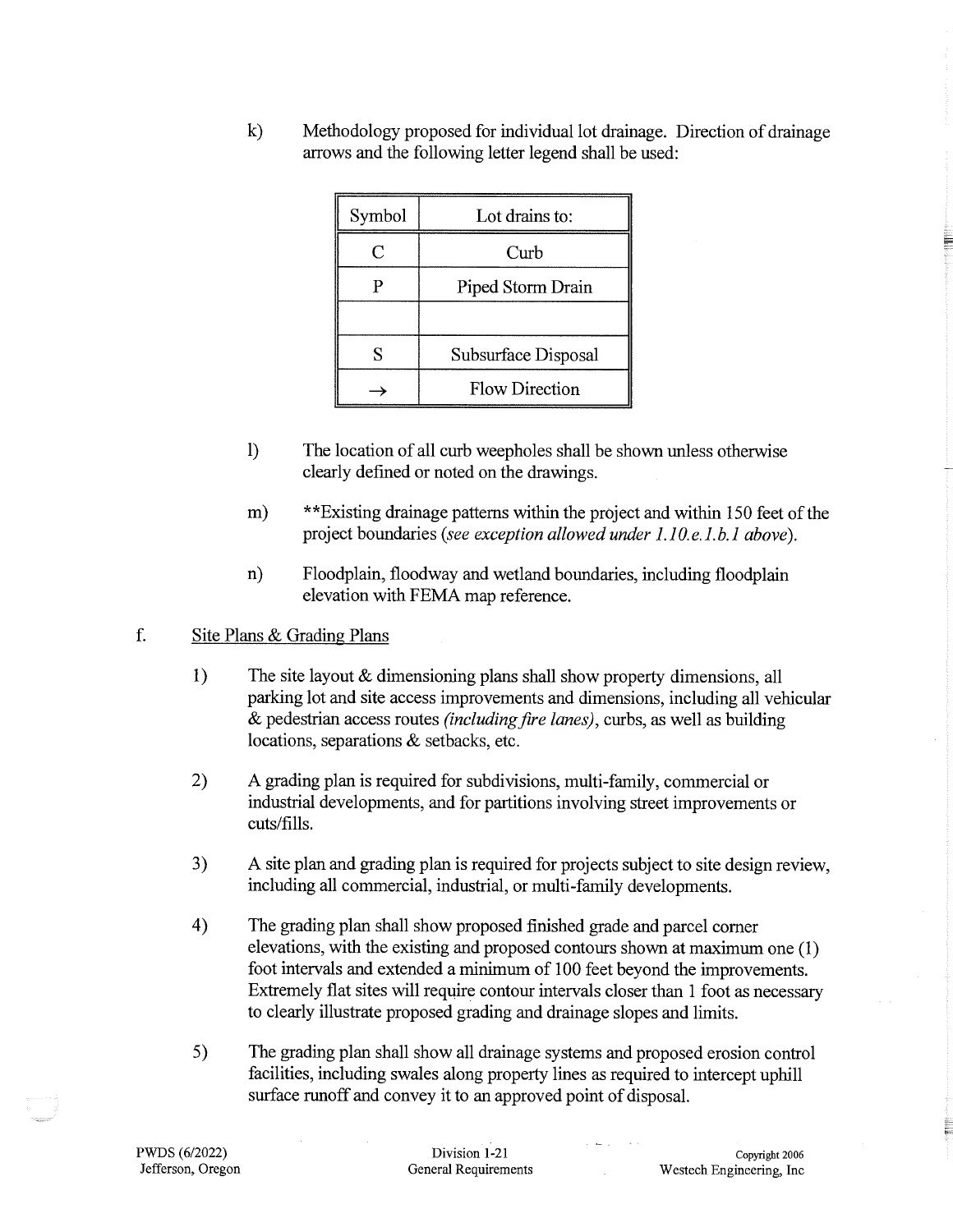k) Methodology proposed for individual lot drainage. Direction of drainage arrows and the following letter legend shall be used:

| Symbol | Lot drains to: |
|---|---|
| C | Curb |
| P | Piped Storm Drain |
| | |
| S | Subsurface Disposal |
| → | Flow Direction |

l) The location of all curb weepholes shall be shown unless otherwise clearly defined or noted on the drawings.

m) **Existing drainage patterns within the project and within 150 feet of the project boundaries *(see exception allowed under 1.10.e.1.b.1 above)*.

n) Floodplain, floodway and wetland boundaries, including floodplain elevation with FEMA map reference.

f. Site Plans & Grading Plans

1) The site layout & dimensioning plans shall show property dimensions, all parking lot and site access improvements and dimensions, including all vehicular & pedestrian access routes *(including fire lanes)*, curbs, as well as building locations, separations & setbacks, etc.

2) A grading plan is required for subdivisions, multi-family, commercial or industrial developments, and for partitions involving street improvements or cuts/fills.

3) A site plan and grading plan is required for projects subject to site design review, including all commercial, industrial, or multi-family developments.

4) The grading plan shall show proposed finished grade and parcel corner elevations, with the existing and proposed contours shown at maximum one (1) foot intervals and extended a minimum of 100 feet beyond the improvements. Extremely flat sites will require contour intervals closer than 1 foot as necessary to clearly illustrate proposed grading and drainage slopes and limits.

5) The grading plan shall show all drainage systems and proposed erosion control facilities, including swales along property lines as required to intercept uphill surface runoff and convey it to an approved point of disposal.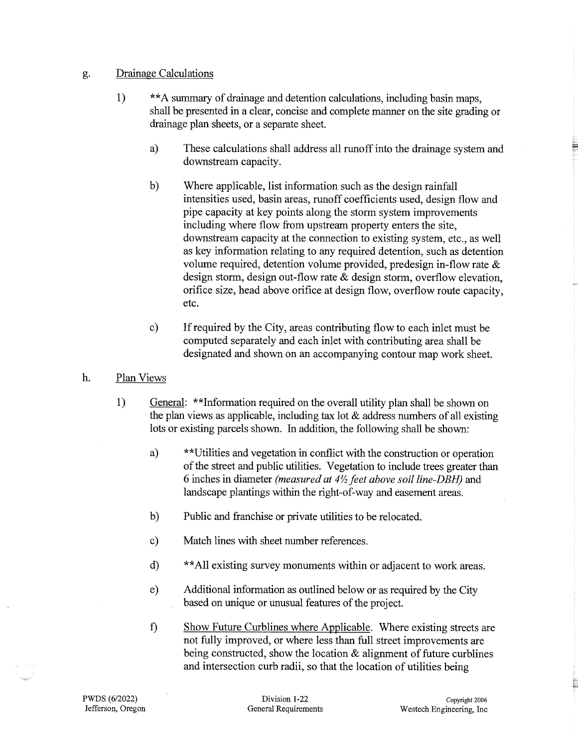g. <u>Drainage Calculations</u>

1) **A summary of drainage and detention calculations, including basin maps, shall be presented in a clear, concise and complete manner on the site grading or drainage plan sheets, or a separate sheet.

   a) These calculations shall address all runoff into the drainage system and downstream capacity.

   b) Where applicable, list information such as the design rainfall intensities used, basin areas, runoff coefficients used, design flow and pipe capacity at key points along the storm system improvements including where flow from upstream property enters the site, downstream capacity at the connection to existing system, etc., as well as key information relating to any required detention, such as detention volume required, detention volume provided, predesign in-flow rate & design storm, design out-flow rate & design storm, overflow elevation, orifice size, head above orifice at design flow, overflow route capacity, etc.

   c) If required by the City, areas contributing flow to each inlet must be computed separately and each inlet with contributing area shall be designated and shown on an accompanying contour map work sheet.

h. <u>Plan Views</u>

1) <u>General</u>: **Information required on the overall utility plan shall be shown on the plan views as applicable, including tax lot & address numbers of all existing lots or existing parcels shown. In addition, the following shall be shown:

   a) **Utilities and vegetation in conflict with the construction or operation of the street and public utilities. Vegetation to include trees greater than 6 inches in diameter *(measured at 4½ feet above soil line-DBH)* and landscape plantings within the right-of-way and easement areas.

   b) Public and franchise or private utilities to be relocated.

   c) Match lines with sheet number references.

   d) **All existing survey monuments within or adjacent to work areas.

   e) Additional information as outlined below or as required by the City based on unique or unusual features of the project.

   f) <u>Show Future Curblines where Applicable</u>. Where existing streets are not fully improved, or where less than full street improvements are being constructed, show the location & alignment of future curblines and intersection curb radii, so that the location of utilities being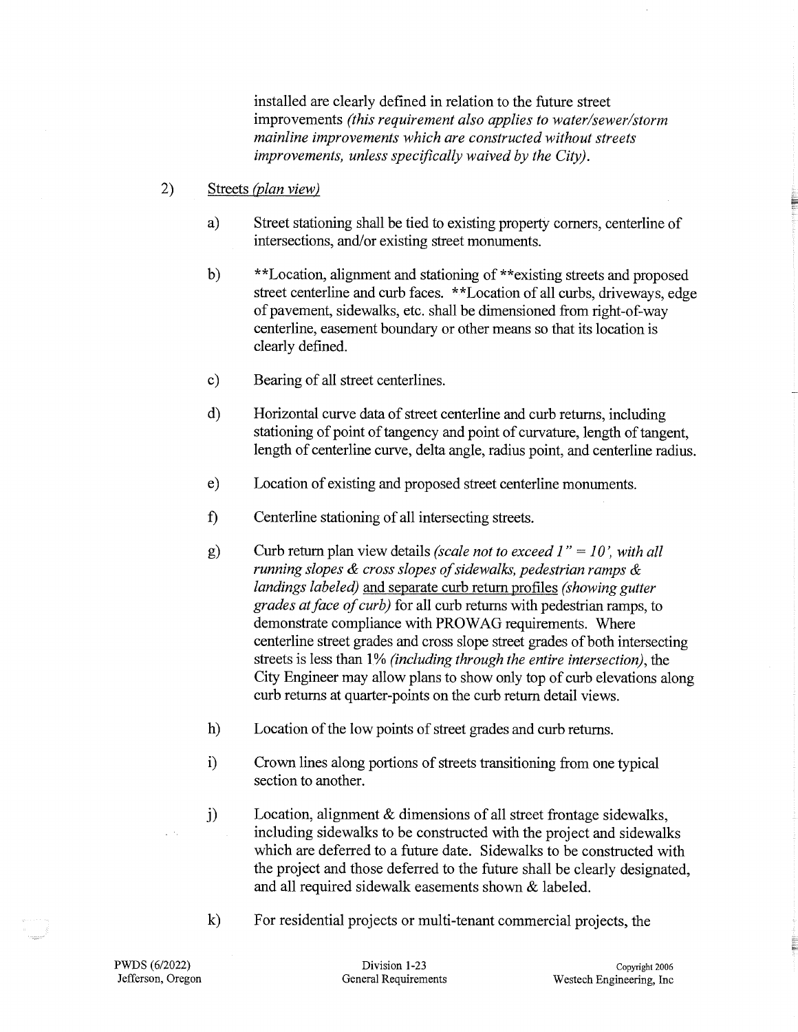installed are clearly defined in relation to the future street improvements *(this requirement also applies to water/sewer/storm mainline improvements which are constructed without streets improvements, unless specifically waived by the City).*

2) <u>Streets</u> *<u>(plan view)</u>*

a) Street stationing shall be tied to existing property corners, centerline of intersections, and/or existing street monuments.

b) **Location, alignment and stationing of **existing streets and proposed street centerline and curb faces. **Location of all curbs, driveways, edge of pavement, sidewalks, etc. shall be dimensioned from right-of-way centerline, easement boundary or other means so that its location is clearly defined.

c) Bearing of all street centerlines.

d) Horizontal curve data of street centerline and curb returns, including stationing of point of tangency and point of curvature, length of tangent, length of centerline curve, delta angle, radius point, and centerline radius.

e) Location of existing and proposed street centerline monuments.

f) Centerline stationing of all intersecting streets.

g) Curb return plan view details *(scale not to exceed 1" = 10', with all running slopes & cross slopes of sidewalks, pedestrian ramps & landings labeled)* <u>and separate curb return profiles</u> *(showing gutter grades at face of curb)* for all curb returns with pedestrian ramps, to demonstrate compliance with PROWAG requirements. Where centerline street grades and cross slope street grades of both intersecting streets is less than 1% *(including through the entire intersection)*, the City Engineer may allow plans to show only top of curb elevations along curb returns at quarter-points on the curb return detail views.

h) Location of the low points of street grades and curb returns.

i) Crown lines along portions of streets transitioning from one typical section to another.

j) Location, alignment & dimensions of all street frontage sidewalks, including sidewalks to be constructed with the project and sidewalks which are deferred to a future date. Sidewalks to be constructed with the project and those deferred to the future shall be clearly designated, and all required sidewalk easements shown & labeled.

k) For residential projects or multi-tenant commercial projects, the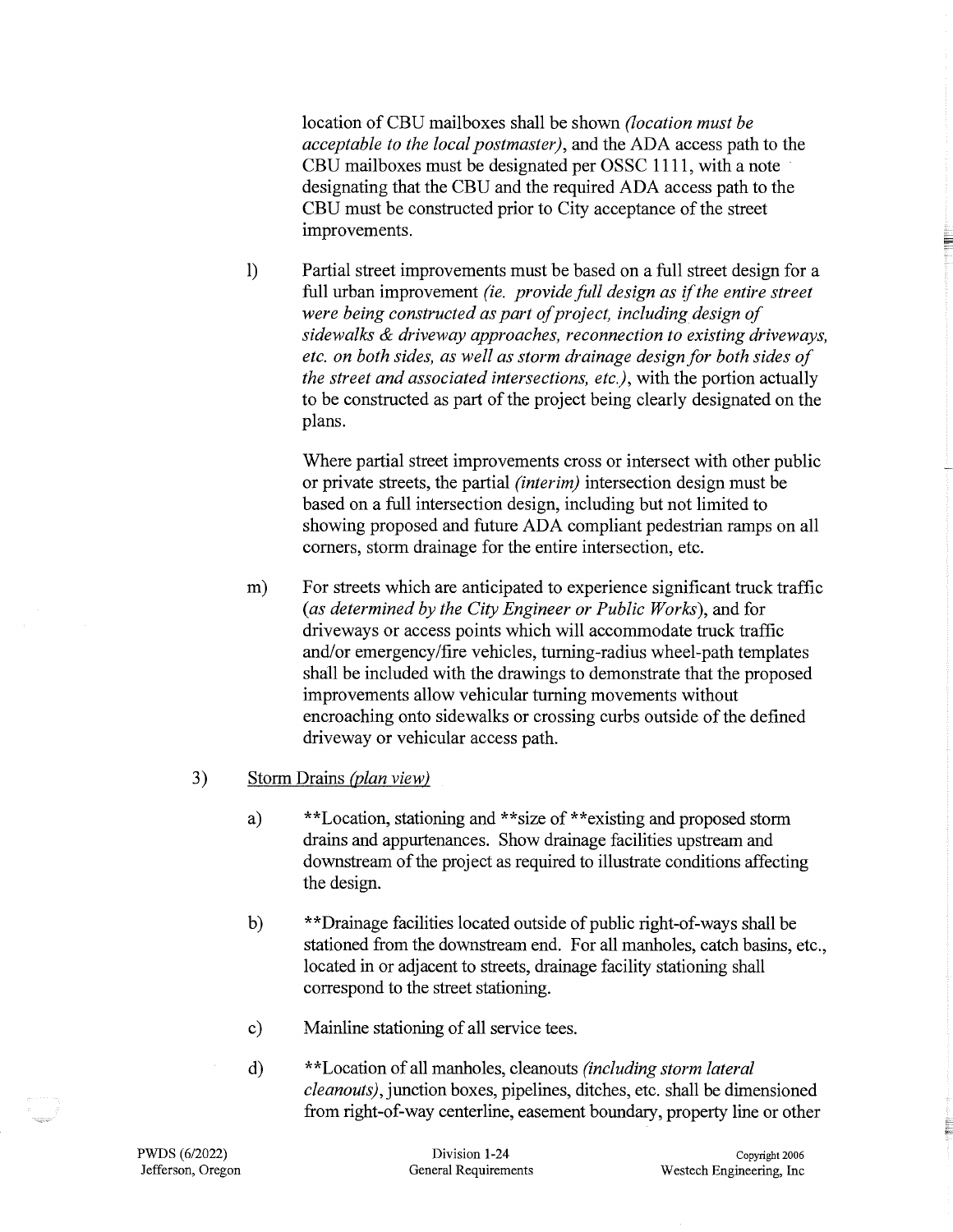location of CBU mailboxes shall be shown *(location must be acceptable to the local postmaster)*, and the ADA access path to the CBU mailboxes must be designated per OSSC 1111, with a note designating that the CBU and the required ADA access path to the CBU must be constructed prior to City acceptance of the street improvements.

l) Partial street improvements must be based on a full street design for a full urban improvement *(ie. provide full design as if the entire street were being constructed as part of project, including design of sidewalks & driveway approaches, reconnection to existing driveways, etc. on both sides, as well as storm drainage design for both sides of the street and associated intersections, etc.)*, with the portion actually to be constructed as part of the project being clearly designated on the plans.

   Where partial street improvements cross or intersect with other public or private streets, the partial *(interim)* intersection design must be based on a full intersection design, including but not limited to showing proposed and future ADA compliant pedestrian ramps on all corners, storm drainage for the entire intersection, etc.

m) For streets which are anticipated to experience significant truck traffic (*as determined by the City Engineer or Public Works*), and for driveways or access points which will accommodate truck traffic and/or emergency/fire vehicles, turning-radius wheel-path templates shall be included with the drawings to demonstrate that the proposed improvements allow vehicular turning movements without encroaching onto sidewalks or crossing curbs outside of the defined driveway or vehicular access path.

3) Storm Drains *(plan view)*

   a) **Location, stationing and **size of **existing and proposed storm drains and appurtenances. Show drainage facilities upstream and downstream of the project as required to illustrate conditions affecting the design.

   b) **Drainage facilities located outside of public right-of-ways shall be stationed from the downstream end. For all manholes, catch basins, etc., located in or adjacent to streets, drainage facility stationing shall correspond to the street stationing.

   c) Mainline stationing of all service tees.

   d) **Location of all manholes, cleanouts *(including storm lateral cleanouts)*, junction boxes, pipelines, ditches, etc. shall be dimensioned from right-of-way centerline, easement boundary, property line or other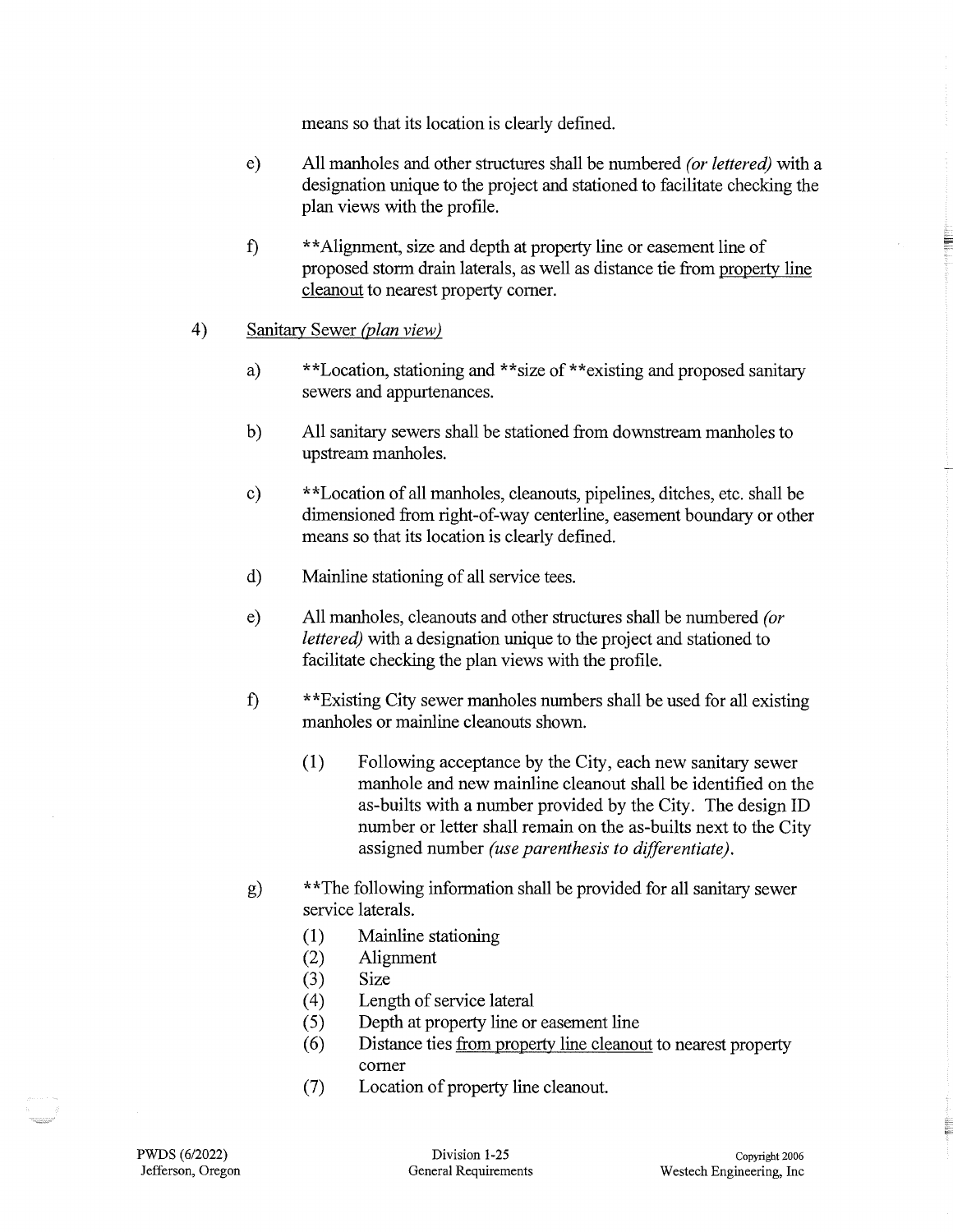means so that its location is clearly defined.

e) All manholes and other structures shall be numbered *(or lettered)* with a designation unique to the project and stationed to facilitate checking the plan views with the profile.

f) **Alignment, size and depth at property line or easement line of proposed storm drain laterals, as well as distance tie from <u>property line cleanout</u> to nearest property corner.

4) <u>Sanitary Sewer *(plan view)*</u>

a) **Location, stationing and **size of **existing and proposed sanitary sewers and appurtenances.

b) All sanitary sewers shall be stationed from downstream manholes to upstream manholes.

c) **Location of all manholes, cleanouts, pipelines, ditches, etc. shall be dimensioned from right-of-way centerline, easement boundary or other means so that its location is clearly defined.

d) Mainline stationing of all service tees.

e) All manholes, cleanouts and other structures shall be numbered *(or lettered)* with a designation unique to the project and stationed to facilitate checking the plan views with the profile.

f) **Existing City sewer manholes numbers shall be used for all existing manholes or mainline cleanouts shown.

(1) Following acceptance by the City, each new sanitary sewer manhole and new mainline cleanout shall be identified on the as-builts with a number provided by the City. The design ID number or letter shall remain on the as-builts next to the City assigned number *(use parenthesis to differentiate)*.

g) **The following information shall be provided for all sanitary sewer service laterals.

(1) Mainline stationing
(2) Alignment
(3) Size
(4) Length of service lateral
(5) Depth at property line or easement line
(6) Distance ties <u>from property line cleanout</u> to nearest property corner
(7) Location of property line cleanout.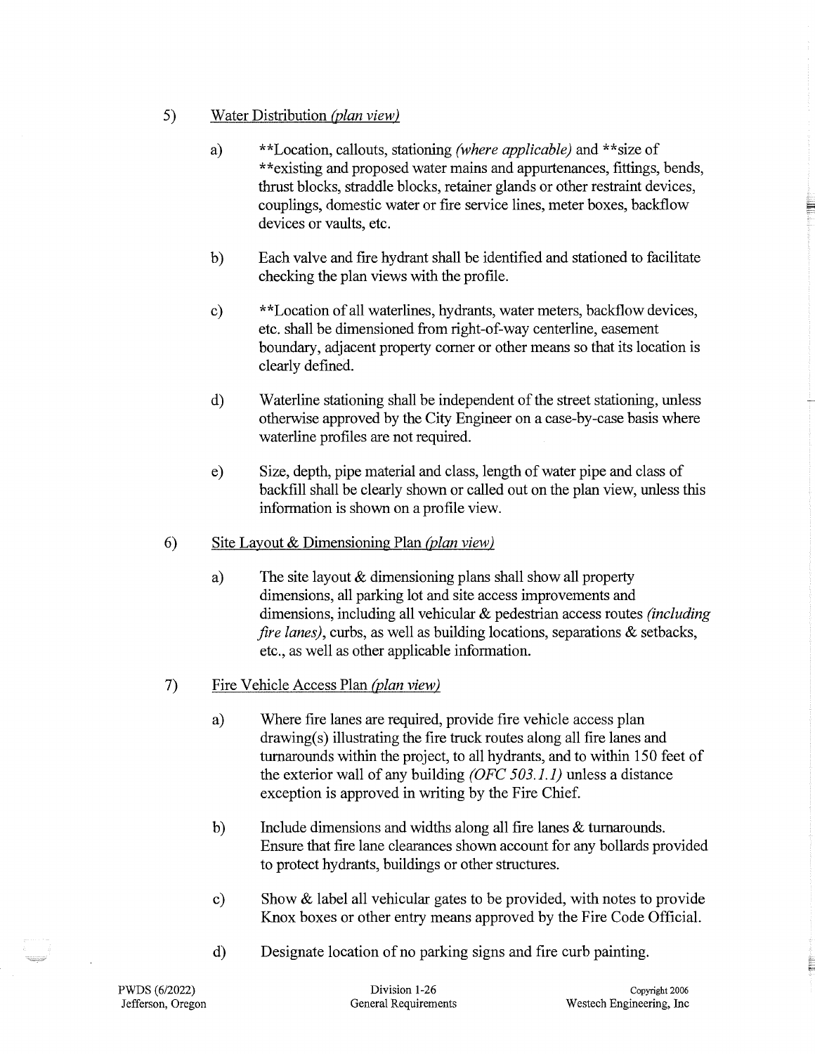5) <u>Water Distribution *(plan view)*</u>

   a) **Location, callouts, stationing *(where applicable)* and **size of **existing and proposed water mains and appurtenances, fittings, bends, thrust blocks, straddle blocks, retainer glands or other restraint devices, couplings, domestic water or fire service lines, meter boxes, backflow devices or vaults, etc.

   b) Each valve and fire hydrant shall be identified and stationed to facilitate checking the plan views with the profile.

   c) **Location of all waterlines, hydrants, water meters, backflow devices, etc. shall be dimensioned from right-of-way centerline, easement boundary, adjacent property corner or other means so that its location is clearly defined.

   d) Waterline stationing shall be independent of the street stationing, unless otherwise approved by the City Engineer on a case-by-case basis where waterline profiles are not required.

   e) Size, depth, pipe material and class, length of water pipe and class of backfill shall be clearly shown or called out on the plan view, unless this information is shown on a profile view.

6) <u>Site Layout & Dimensioning Plan *(plan view)*</u>

   a) The site layout & dimensioning plans shall show all property dimensions, all parking lot and site access improvements and dimensions, including all vehicular & pedestrian access routes *(including fire lanes)*, curbs, as well as building locations, separations & setbacks, etc., as well as other applicable information.

7) <u>Fire Vehicle Access Plan *(plan view)*</u>

   a) Where fire lanes are required, provide fire vehicle access plan drawing(s) illustrating the fire truck routes along all fire lanes and turnarounds within the project, to all hydrants, and to within 150 feet of the exterior wall of any building *(OFC 503.1.1)* unless a distance exception is approved in writing by the Fire Chief.

   b) Include dimensions and widths along all fire lanes & turnarounds. Ensure that fire lane clearances shown account for any bollards provided to protect hydrants, buildings or other structures.

   c) Show & label all vehicular gates to be provided, with notes to provide Knox boxes or other entry means approved by the Fire Code Official.

   d) Designate location of no parking signs and fire curb painting.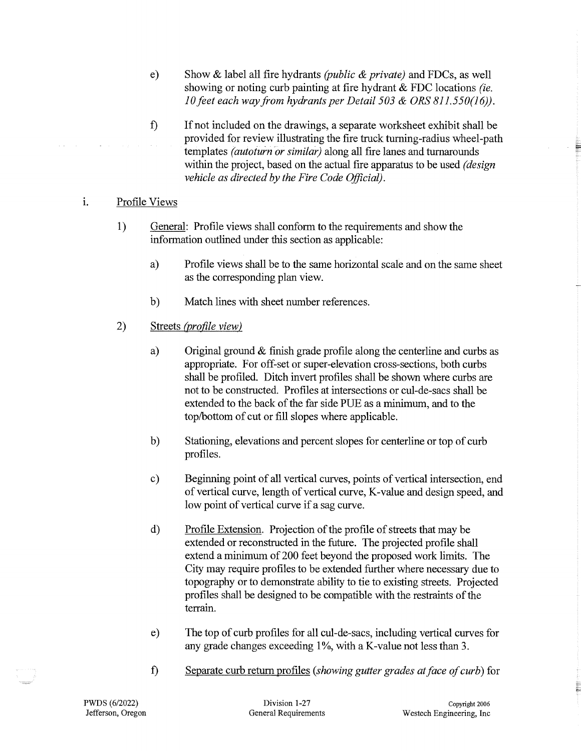e) Show & label all fire hydrants *(public & private)* and FDCs, as well showing or noting curb painting at fire hydrant & FDC locations *(ie. 10 feet each way from hydrants per Detail 503 & ORS 811.550(16))*.

f) If not included on the drawings, a separate worksheet exhibit shall be provided for review illustrating the fire truck turning-radius wheel-path templates *(autoturn or similar)* along all fire lanes and turnarounds within the project, based on the actual fire apparatus to be used *(design vehicle as directed by the Fire Code Official)*.

i. Profile Views

1) General: Profile views shall conform to the requirements and show the information outlined under this section as applicable:

a) Profile views shall be to the same horizontal scale and on the same sheet as the corresponding plan view.

b) Match lines with sheet number references.

2) Streets *(profile view)*

a) Original ground & finish grade profile along the centerline and curbs as appropriate. For off-set or super-elevation cross-sections, both curbs shall be profiled. Ditch invert profiles shall be shown where curbs are not to be constructed. Profiles at intersections or cul-de-sacs shall be extended to the back of the far side PUE as a minimum, and to the top/bottom of cut or fill slopes where applicable.

b) Stationing, elevations and percent slopes for centerline or top of curb profiles.

c) Beginning point of all vertical curves, points of vertical intersection, end of vertical curve, length of vertical curve, K-value and design speed, and low point of vertical curve if a sag curve.

d) Profile Extension. Projection of the profile of streets that may be extended or reconstructed in the future. The projected profile shall extend a minimum of 200 feet beyond the proposed work limits. The City may require profiles to be extended further where necessary due to topography or to demonstrate ability to tie to existing streets. Projected profiles shall be designed to be compatible with the restraints of the terrain.

e) The top of curb profiles for all cul-de-sacs, including vertical curves for any grade changes exceeding 1%, with a K-value not less than 3.

f) Separate curb return profiles (*showing gutter grades at face of curb*) for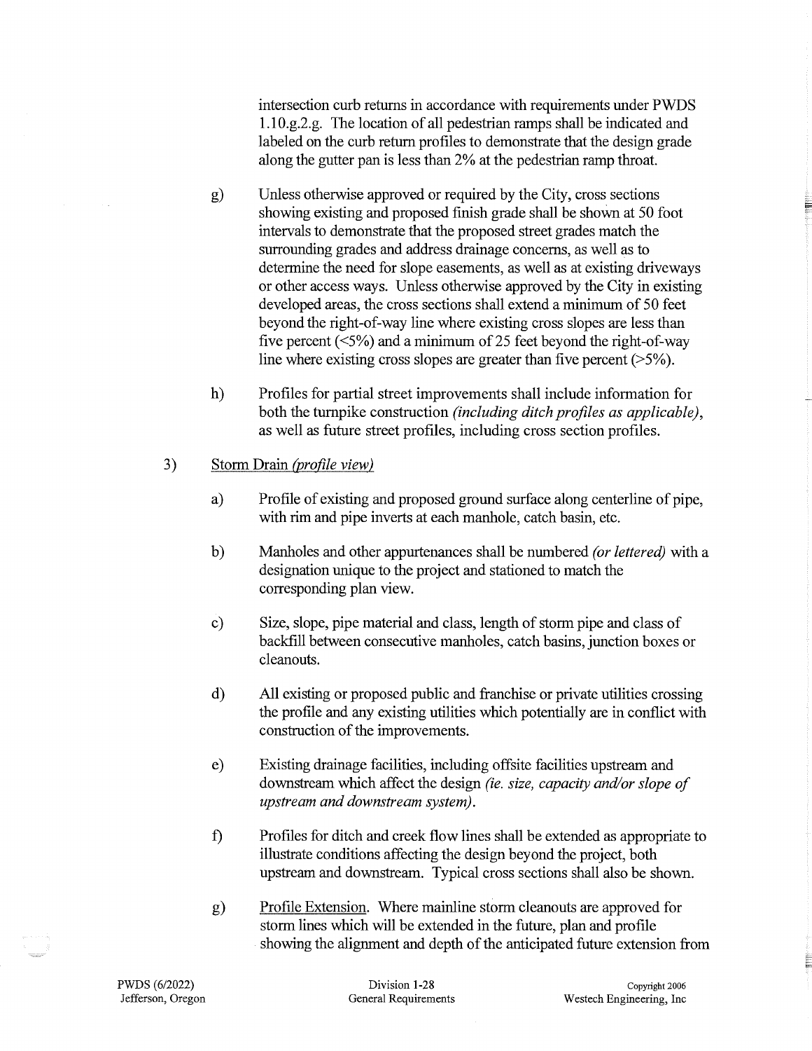intersection curb returns in accordance with requirements under PWDS 1.10.g.2.g. The location of all pedestrian ramps shall be indicated and labeled on the curb return profiles to demonstrate that the design grade along the gutter pan is less than 2% at the pedestrian ramp throat.

g) Unless otherwise approved or required by the City, cross sections showing existing and proposed finish grade shall be shown at 50 foot intervals to demonstrate that the proposed street grades match the surrounding grades and address drainage concerns, as well as to determine the need for slope easements, as well as at existing driveways or other access ways. Unless otherwise approved by the City in existing developed areas, the cross sections shall extend a minimum of 50 feet beyond the right-of-way line where existing cross slopes are less than five percent (<5%) and a minimum of 25 feet beyond the right-of-way line where existing cross slopes are greater than five percent (>5%).

h) Profiles for partial street improvements shall include information for both the turnpike construction *(including ditch profiles as applicable)*, as well as future street profiles, including cross section profiles.

3) Storm Drain *(profile view)*

a) Profile of existing and proposed ground surface along centerline of pipe, with rim and pipe inverts at each manhole, catch basin, etc.

b) Manholes and other appurtenances shall be numbered *(or lettered)* with a designation unique to the project and stationed to match the corresponding plan view.

c) Size, slope, pipe material and class, length of storm pipe and class of backfill between consecutive manholes, catch basins, junction boxes or cleanouts.

d) All existing or proposed public and franchise or private utilities crossing the profile and any existing utilities which potentially are in conflict with construction of the improvements.

e) Existing drainage facilities, including offsite facilities upstream and downstream which affect the design *(ie. size, capacity and/or slope of upstream and downstream system)*.

f) Profiles for ditch and creek flow lines shall be extended as appropriate to illustrate conditions affecting the design beyond the project, both upstream and downstream. Typical cross sections shall also be shown.

g) Profile Extension. Where mainline storm cleanouts are approved for storm lines which will be extended in the future, plan and profile showing the alignment and depth of the anticipated future extension from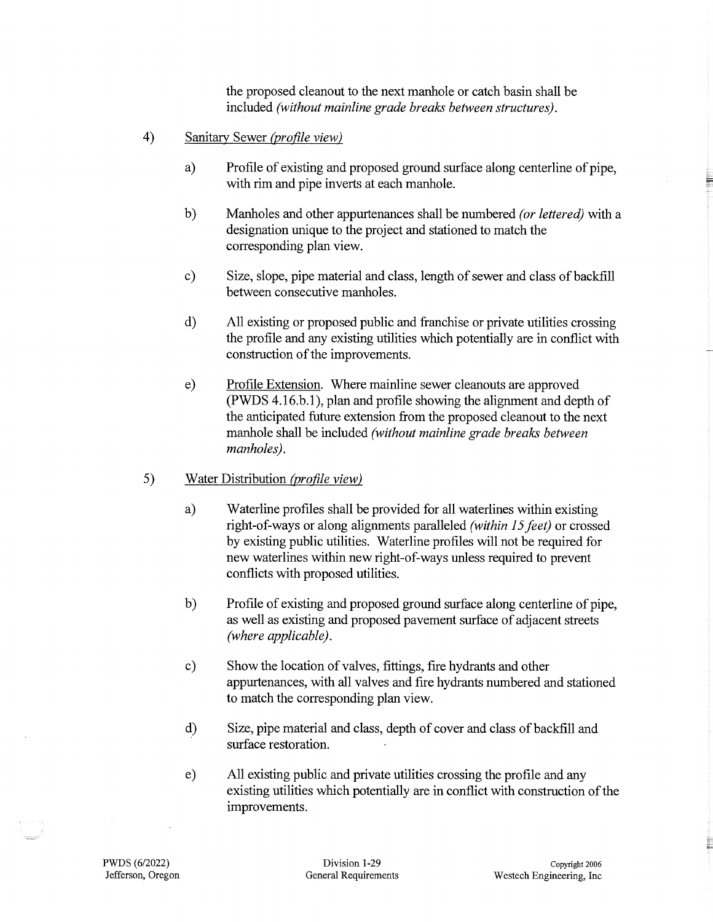the proposed cleanout to the next manhole or catch basin shall be included *(without mainline grade breaks between structures)*.

4) Sanitary Sewer *(profile view)*

   a) Profile of existing and proposed ground surface along centerline of pipe, with rim and pipe inverts at each manhole.

   b) Manholes and other appurtenances shall be numbered *(or lettered)* with a designation unique to the project and stationed to match the corresponding plan view.

   c) Size, slope, pipe material and class, length of sewer and class of backfill between consecutive manholes.

   d) All existing or proposed public and franchise or private utilities crossing the profile and any existing utilities which potentially are in conflict with construction of the improvements.

   e) Profile Extension. Where mainline sewer cleanouts are approved (PWDS 4.16.b.1), plan and profile showing the alignment and depth of the anticipated future extension from the proposed cleanout to the next manhole shall be included *(without mainline grade breaks between manholes)*.

5) Water Distribution *(profile view)*

   a) Waterline profiles shall be provided for all waterlines within existing right-of-ways or along alignments paralleled *(within 15 feet)* or crossed by existing public utilities. Waterline profiles will not be required for new waterlines within new right-of-ways unless required to prevent conflicts with proposed utilities.

   b) Profile of existing and proposed ground surface along centerline of pipe, as well as existing and proposed pavement surface of adjacent streets *(where applicable)*.

   c) Show the location of valves, fittings, fire hydrants and other appurtenances, with all valves and fire hydrants numbered and stationed to match the corresponding plan view.

   d) Size, pipe material and class, depth of cover and class of backfill and surface restoration.

   e) All existing public and private utilities crossing the profile and any existing utilities which potentially are in conflict with construction of the improvements.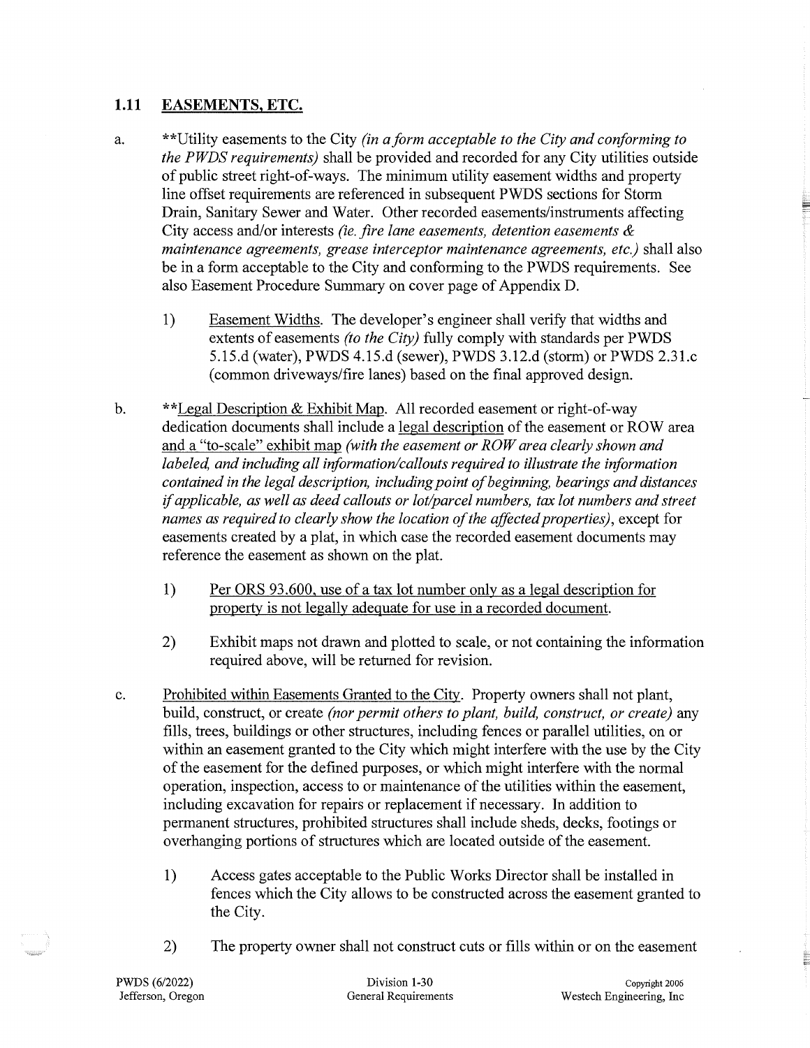## 1.11 <u>EASEMENTS, ETC.</u>

a. **Utility easements to the City *(in a form acceptable to the City and conforming to the PWDS requirements)* shall be provided and recorded for any City utilities outside of public street right-of-ways. The minimum utility easement widths and property line offset requirements are referenced in subsequent PWDS sections for Storm Drain, Sanitary Sewer and Water. Other recorded easements/instruments affecting City access and/or interests *(ie. fire lane easements, detention easements & maintenance agreements, grease interceptor maintenance agreements, etc.)* shall also be in a form acceptable to the City and conforming to the PWDS requirements. See also Easement Procedure Summary on cover page of Appendix D.

   1) <u>Easement Widths</u>. The developer's engineer shall verify that widths and extents of easements *(to the City)* fully comply with standards per PWDS 5.15.d (water), PWDS 4.15.d (sewer), PWDS 3.12.d (storm) or PWDS 2.31.c (common driveways/fire lanes) based on the final approved design.

b. **<u>Legal Description & Exhibit Map</u>. All recorded easement or right-of-way dedication documents shall include a <u>legal description</u> of the easement or ROW area <u>and a "to-scale" exhibit map</u> *(with the easement or ROW area clearly shown and labeled, and including all information/callouts required to illustrate the information contained in the legal description, including point of beginning, bearings and distances if applicable, as well as deed callouts or lot/parcel numbers, tax lot numbers and street names as required to clearly show the location of the affected properties)*, except for easements created by a plat, in which case the recorded easement documents may reference the easement as shown on the plat.

   1) <u>Per ORS 93.600, use of a tax lot number only as a legal description for property is not legally adequate for use in a recorded document.</u>

   2) Exhibit maps not drawn and plotted to scale, or not containing the information required above, will be returned for revision.

c. <u>Prohibited within Easements Granted to the City</u>. Property owners shall not plant, build, construct, or create *(nor permit others to plant, build, construct, or create)* any fills, trees, buildings or other structures, including fences or parallel utilities, on or within an easement granted to the City which might interfere with the use by the City of the easement for the defined purposes, or which might interfere with the normal operation, inspection, access to or maintenance of the utilities within the easement, including excavation for repairs or replacement if necessary. In addition to permanent structures, prohibited structures shall include sheds, decks, footings or overhanging portions of structures which are located outside of the easement.

   1) Access gates acceptable to the Public Works Director shall be installed in fences which the City allows to be constructed across the easement granted to the City.

   2) The property owner shall not construct cuts or fills within or on the easement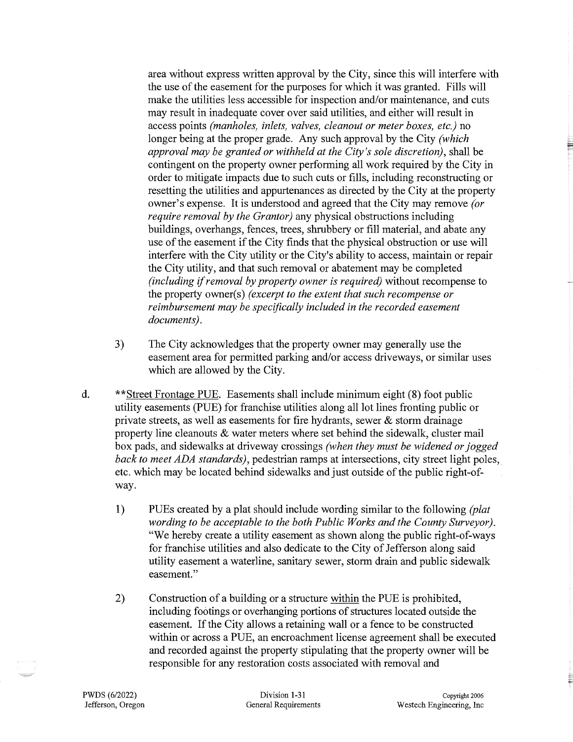area without express written approval by the City, since this will interfere with the use of the easement for the purposes for which it was granted. Fills will make the utilities less accessible for inspection and/or maintenance, and cuts may result in inadequate cover over said utilities, and either will result in access points *(manholes, inlets, valves, cleanout or meter boxes, etc.)* no longer being at the proper grade. Any such approval by the City *(which approval may be granted or withheld at the City's sole discretion)*, shall be contingent on the property owner performing all work required by the City in order to mitigate impacts due to such cuts or fills, including reconstructing or resetting the utilities and appurtenances as directed by the City at the property owner's expense. It is understood and agreed that the City may remove *(or require removal by the Grantor)* any physical obstructions including buildings, overhangs, fences, trees, shrubbery or fill material, and abate any use of the easement if the City finds that the physical obstruction or use will interfere with the City utility or the City's ability to access, maintain or repair the City utility, and that such removal or abatement may be completed *(including if removal by property owner is required)* without recompense to the property owner(s) *(excerpt to the extent that such recompense or reimbursement may be specifically included in the recorded easement documents)*.

3) The City acknowledges that the property owner may generally use the easement area for permitted parking and/or access driveways, or similar uses which are allowed by the City.

d. **<u>Street Frontage PUE</u>. Easements shall include minimum eight (8) foot public utility easements (PUE) for franchise utilities along all lot lines fronting public or private streets, as well as easements for fire hydrants, sewer & storm drainage property line cleanouts & water meters where set behind the sidewalk, cluster mail box pads, and sidewalks at driveway crossings *(when they must be widened or jogged back to meet ADA standards)*, pedestrian ramps at intersections, city street light poles, etc. which may be located behind sidewalks and just outside of the public right-of-way.

1) PUEs created by a plat should include wording similar to the following *(plat wording to be acceptable to the both Public Works and the County Surveyor)*. "We hereby create a utility easement as shown along the public right-of-ways for franchise utilities and also dedicate to the City of Jefferson along said utility easement a waterline, sanitary sewer, storm drain and public sidewalk easement."

2) Construction of a building or a structure <u>within</u> the PUE is prohibited, including footings or overhanging portions of structures located outside the easement. If the City allows a retaining wall or a fence to be constructed within or across a PUE, an encroachment license agreement shall be executed and recorded against the property stipulating that the property owner will be responsible for any restoration costs associated with removal and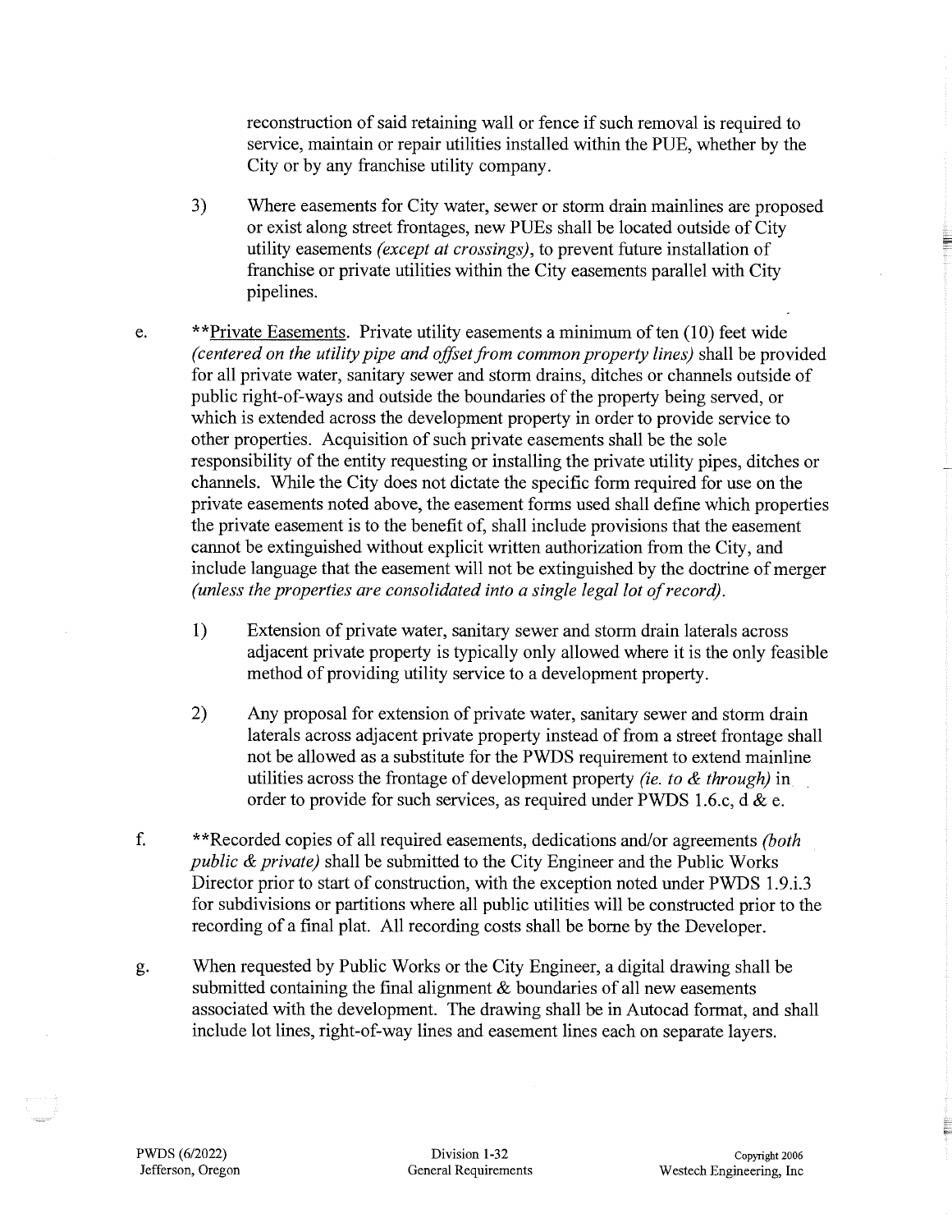reconstruction of said retaining wall or fence if such removal is required to service, maintain or repair utilities installed within the PUE, whether by the City or by any franchise utility company.

3) Where easements for City water, sewer or storm drain mainlines are proposed or exist along street frontages, new PUEs shall be located outside of City utility easements *(except at crossings)*, to prevent future installation of franchise or private utilities within the City easements parallel with City pipelines.

e. **<u>Private Easements</u>. Private utility easements a minimum of ten (10) feet wide *(centered on the utility pipe and offset from common property lines)* shall be provided for all private water, sanitary sewer and storm drains, ditches or channels outside of public right-of-ways and outside the boundaries of the property being served, or which is extended across the development property in order to provide service to other properties. Acquisition of such private easements shall be the sole responsibility of the entity requesting or installing the private utility pipes, ditches or channels. While the City does not dictate the specific form required for use on the private easements noted above, the easement forms used shall define which properties the private easement is to the benefit of, shall include provisions that the easement cannot be extinguished without explicit written authorization from the City, and include language that the easement will not be extinguished by the doctrine of merger *(unless the properties are consolidated into a single legal lot of record)*.

1) Extension of private water, sanitary sewer and storm drain laterals across adjacent private property is typically only allowed where it is the only feasible method of providing utility service to a development property.

2) Any proposal for extension of private water, sanitary sewer and storm drain laterals across adjacent private property instead of from a street frontage shall not be allowed as a substitute for the PWDS requirement to extend mainline utilities across the frontage of development property *(ie. to & through)* in order to provide for such services, as required under PWDS 1.6.c, d & e.

f. **Recorded copies of all required easements, dedications and/or agreements *(both public & private)* shall be submitted to the City Engineer and the Public Works Director prior to start of construction, with the exception noted under PWDS 1.9.i.3 for subdivisions or partitions where all public utilities will be constructed prior to the recording of a final plat. All recording costs shall be borne by the Developer.

g. When requested by Public Works or the City Engineer, a digital drawing shall be submitted containing the final alignment & boundaries of all new easements associated with the development. The drawing shall be in Autocad format, and shall include lot lines, right-of-way lines and easement lines each on separate layers.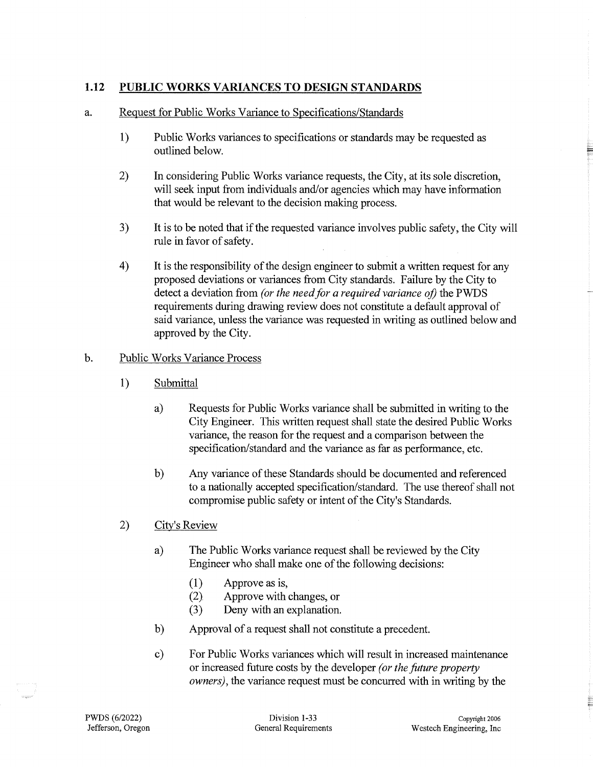## 1.12 PUBLIC WORKS VARIANCES TO DESIGN STANDARDS

a. Request for Public Works Variance to Specifications/Standards

1) Public Works variances to specifications or standards may be requested as outlined below.

2) In considering Public Works variance requests, the City, at its sole discretion, will seek input from individuals and/or agencies which may have information that would be relevant to the decision making process.

3) It is to be noted that if the requested variance involves public safety, the City will rule in favor of safety.

4) It is the responsibility of the design engineer to submit a written request for any proposed deviations or variances from City standards. Failure by the City to detect a deviation from *(or the need for a required variance of)* the PWDS requirements during drawing review does not constitute a default approval of said variance, unless the variance was requested in writing as outlined below and approved by the City.

b. Public Works Variance Process

1) Submittal

a) Requests for Public Works variance shall be submitted in writing to the City Engineer. This written request shall state the desired Public Works variance, the reason for the request and a comparison between the specification/standard and the variance as far as performance, etc.

b) Any variance of these Standards should be documented and referenced to a nationally accepted specification/standard. The use thereof shall not compromise public safety or intent of the City's Standards.

2) City's Review

a) The Public Works variance request shall be reviewed by the City Engineer who shall make one of the following decisions:

(1) Approve as is,
(2) Approve with changes, or
(3) Deny with an explanation.

b) Approval of a request shall not constitute a precedent.

c) For Public Works variances which will result in increased maintenance or increased future costs by the developer *(or the future property owners)*, the variance request must be concurred with in writing by the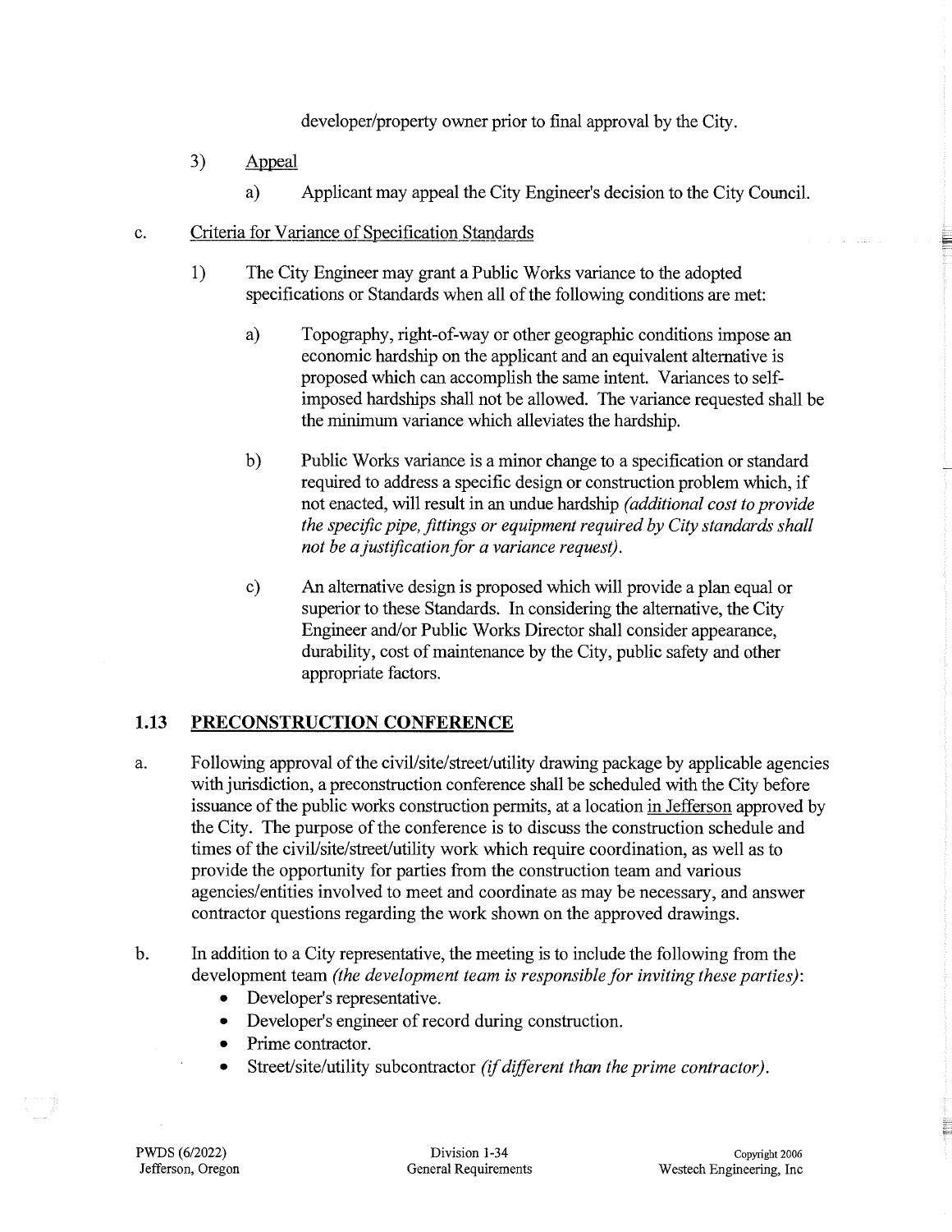developer/property owner prior to final approval by the City.

3) Appeal

a) Applicant may appeal the City Engineer's decision to the City Council.

c. Criteria for Variance of Specification Standards

1) The City Engineer may grant a Public Works variance to the adopted specifications or Standards when all of the following conditions are met:

a) Topography, right-of-way or other geographic conditions impose an economic hardship on the applicant and an equivalent alternative is proposed which can accomplish the same intent. Variances to self-imposed hardships shall not be allowed. The variance requested shall be the minimum variance which alleviates the hardship.

b) Public Works variance is a minor change to a specification or standard required to address a specific design or construction problem which, if not enacted, will result in an undue hardship *(additional cost to provide the specific pipe, fittings or equipment required by City standards shall not be a justification for a variance request)*.

c) An alternative design is proposed which will provide a plan equal or superior to these Standards. In considering the alternative, the City Engineer and/or Public Works Director shall consider appearance, durability, cost of maintenance by the City, public safety and other appropriate factors.

## 1.13 PRECONSTRUCTION CONFERENCE

a. Following approval of the civil/site/street/utility drawing package by applicable agencies with jurisdiction, a preconstruction conference shall be scheduled with the City before issuance of the public works construction permits, at a location in Jefferson approved by the City. The purpose of the conference is to discuss the construction schedule and times of the civil/site/street/utility work which require coordination, as well as to provide the opportunity for parties from the construction team and various agencies/entities involved to meet and coordinate as may be necessary, and answer contractor questions regarding the work shown on the approved drawings.

b. In addition to a City representative, the meeting is to include the following from the development team *(the development team is responsible for inviting these parties)*:

- Developer's representative.
- Developer's engineer of record during construction.
- Prime contractor.
- Street/site/utility subcontractor *(if different than the prime contractor)*.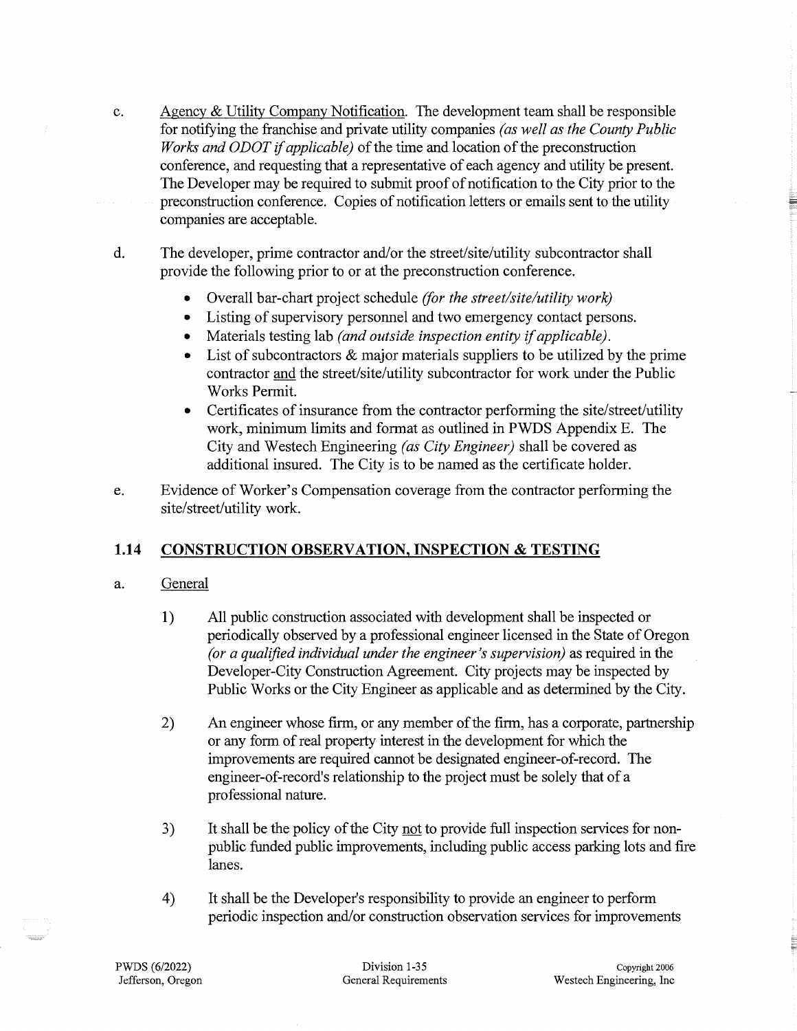c. <u>Agency & Utility Company Notification</u>. The development team shall be responsible for notifying the franchise and private utility companies *(as well as the County Public Works and ODOT if applicable)* of the time and location of the preconstruction conference, and requesting that a representative of each agency and utility be present. The Developer may be required to submit proof of notification to the City prior to the preconstruction conference. Copies of notification letters or emails sent to the utility companies are acceptable.

d. The developer, prime contractor and/or the street/site/utility subcontractor shall provide the following prior to or at the preconstruction conference.

- Overall bar-chart project schedule *(for the street/site/utility work)*
- Listing of supervisory personnel and two emergency contact persons.
- Materials testing lab *(and outside inspection entity if applicable)*.
- List of subcontractors & major materials suppliers to be utilized by the prime contractor <u>and</u> the street/site/utility subcontractor for work under the Public Works Permit.
- Certificates of insurance from the contractor performing the site/street/utility work, minimum limits and format as outlined in PWDS Appendix E. The City and Westech Engineering *(as City Engineer)* shall be covered as additional insured. The City is to be named as the certificate holder.

e. Evidence of Worker's Compensation coverage from the contractor performing the site/street/utility work.

## 1.14 CONSTRUCTION OBSERVATION, INSPECTION & TESTING

a. <u>General</u>

1) All public construction associated with development shall be inspected or periodically observed by a professional engineer licensed in the State of Oregon *(or a qualified individual under the engineer's supervision)* as required in the Developer-City Construction Agreement. City projects may be inspected by Public Works or the City Engineer as applicable and as determined by the City.

2) An engineer whose firm, or any member of the firm, has a corporate, partnership or any form of real property interest in the development for which the improvements are required cannot be designated engineer-of-record. The engineer-of-record's relationship to the project must be solely that of a professional nature.

3) It shall be the policy of the City <u>not</u> to provide full inspection services for non-public funded public improvements, including public access parking lots and fire lanes.

4) It shall be the Developer's responsibility to provide an engineer to perform periodic inspection and/or construction observation services for improvements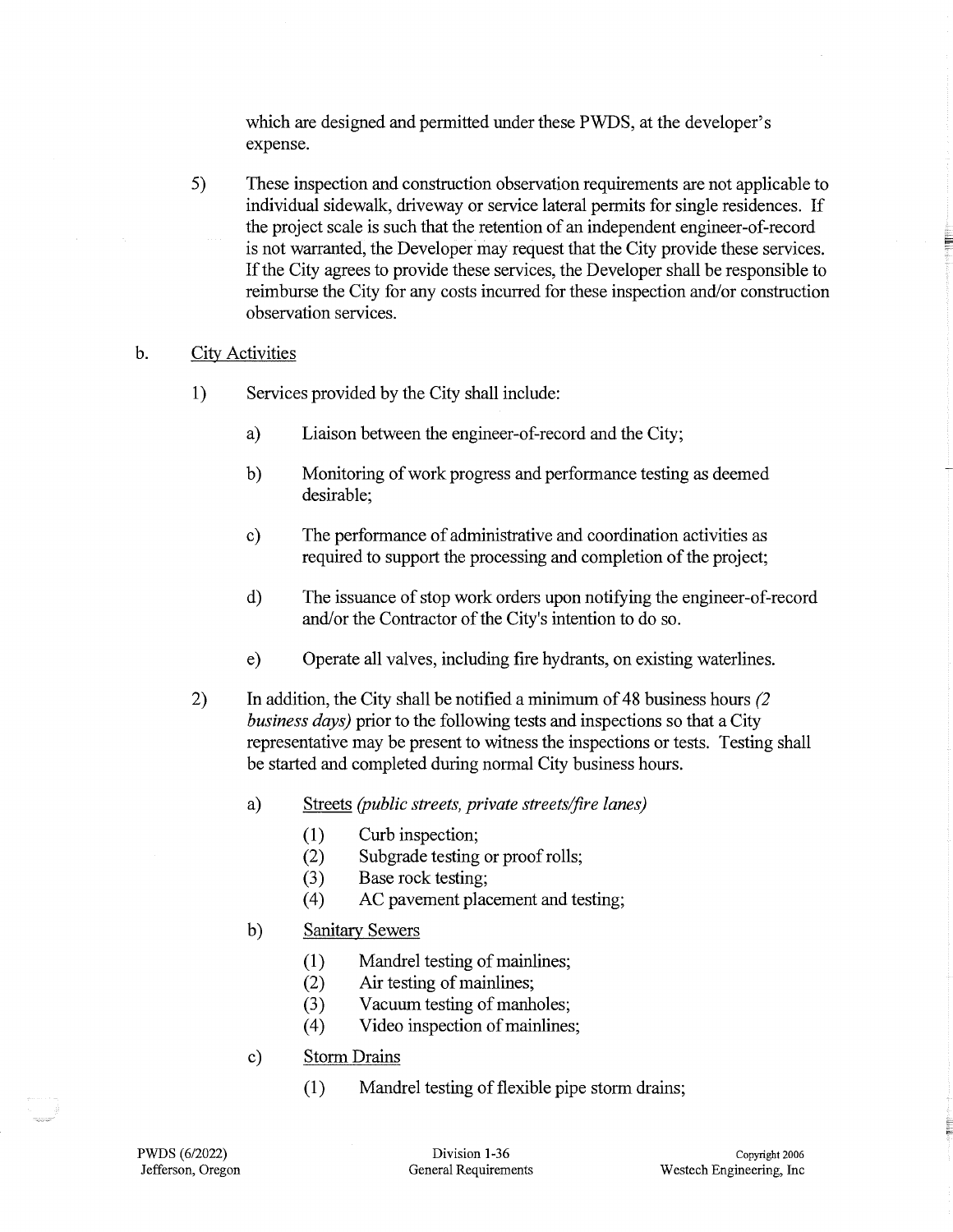which are designed and permitted under these PWDS, at the developer's expense.

5) These inspection and construction observation requirements are not applicable to individual sidewalk, driveway or service lateral permits for single residences. If the project scale is such that the retention of an independent engineer-of-record is not warranted, the Developer may request that the City provide these services. If the City agrees to provide these services, the Developer shall be responsible to reimburse the City for any costs incurred for these inspection and/or construction observation services.

b. <u>City Activities</u>

1) Services provided by the City shall include:

   a) Liaison between the engineer-of-record and the City;

   b) Monitoring of work progress and performance testing as deemed desirable;

   c) The performance of administrative and coordination activities as required to support the processing and completion of the project;

   d) The issuance of stop work orders upon notifying the engineer-of-record and/or the Contractor of the City's intention to do so.

   e) Operate all valves, including fire hydrants, on existing waterlines.

2) In addition, the City shall be notified a minimum of 48 business hours *(2 business days)* prior to the following tests and inspections so that a City representative may be present to witness the inspections or tests. Testing shall be started and completed during normal City business hours.

   a) <u>Streets</u> *(public streets, private streets/fire lanes)*

      (1) Curb inspection;
      (2) Subgrade testing or proof rolls;
      (3) Base rock testing;
      (4) AC pavement placement and testing;

   b) <u>Sanitary Sewers</u>

      (1) Mandrel testing of mainlines;
      (2) Air testing of mainlines;
      (3) Vacuum testing of manholes;
      (4) Video inspection of mainlines;

   c) <u>Storm Drains</u>

      (1) Mandrel testing of flexible pipe storm drains;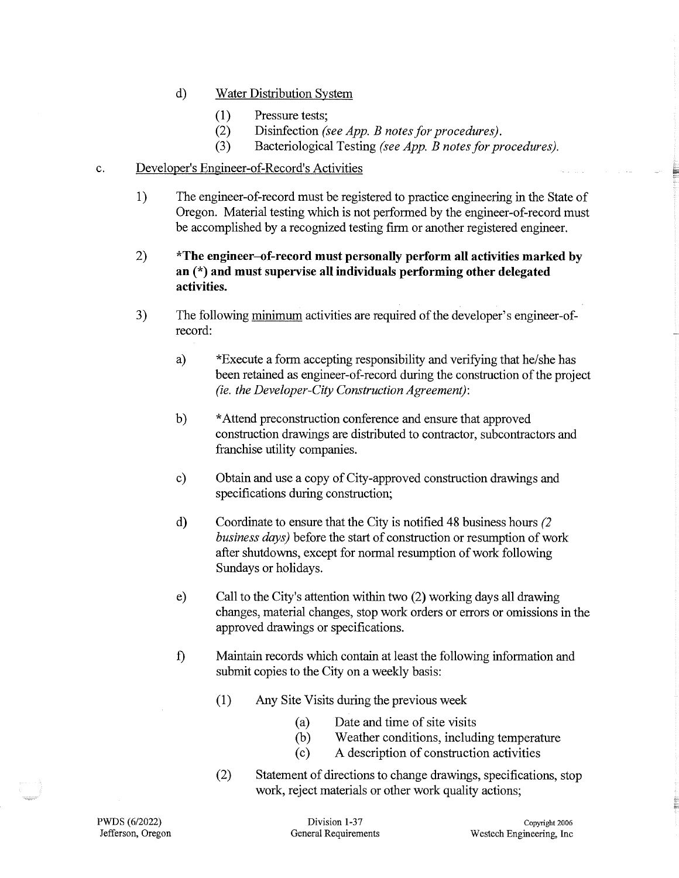d) Water Distribution System

(1) Pressure tests;
(2) Disinfection *(see App. B notes for procedures).*
(3) Bacteriological Testing *(see App. B notes for procedures).*

c. Developer's Engineer-of-Record's Activities

1) The engineer-of-record must be registered to practice engineering in the State of Oregon. Material testing which is not performed by the engineer-of-record must be accomplished by a recognized testing firm or another registered engineer.

2) **\*The engineer–of-record must personally perform all activities marked by an (\*) and must supervise all individuals performing other delegated activities.**

3) The following minimum activities are required of the developer's engineer-of-record:

a) *Execute a form accepting responsibility and verifying that he/she has been retained as engineer-of-record during the construction of the project *(ie. the Developer-City Construction Agreement)*:

b) *Attend preconstruction conference and ensure that approved construction drawings are distributed to contractor, subcontractors and franchise utility companies.

c) Obtain and use a copy of City-approved construction drawings and specifications during construction;

d) Coordinate to ensure that the City is notified 48 business hours *(2 business days)* before the start of construction or resumption of work after shutdowns, except for normal resumption of work following Sundays or holidays.

e) Call to the City's attention within two (2) working days all drawing changes, material changes, stop work orders or errors or omissions in the approved drawings or specifications.

f) Maintain records which contain at least the following information and submit copies to the City on a weekly basis:

(1) Any Site Visits during the previous week

(a) Date and time of site visits
(b) Weather conditions, including temperature
(c) A description of construction activities

(2) Statement of directions to change drawings, specifications, stop work, reject materials or other work quality actions;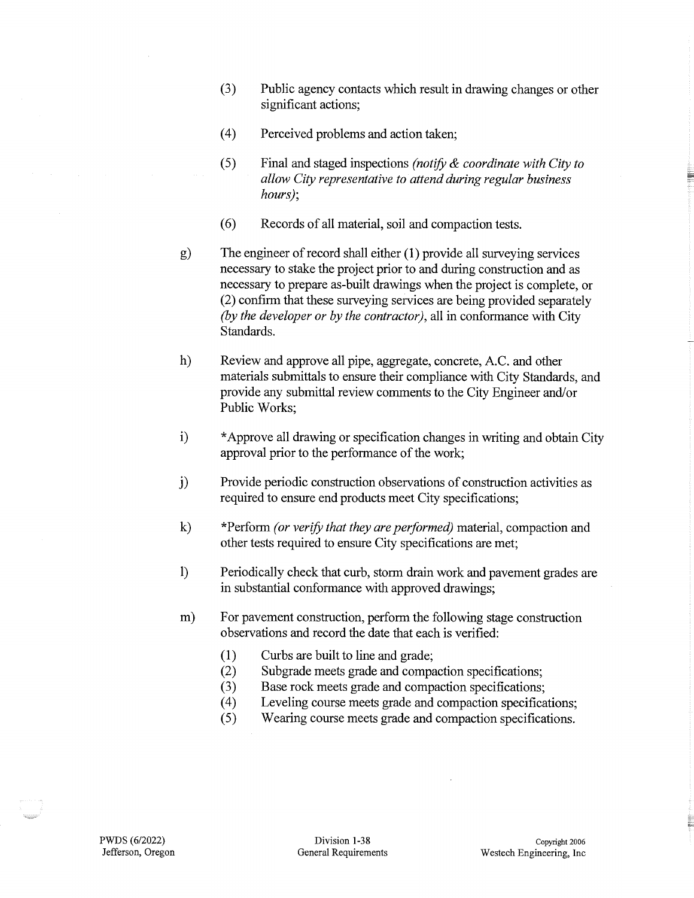(3) Public agency contacts which result in drawing changes or other significant actions;

(4) Perceived problems and action taken;

(5) Final and staged inspections *(notify & coordinate with City to allow City representative to attend during regular business hours)*;

(6) Records of all material, soil and compaction tests.

g) The engineer of record shall either (1) provide all surveying services necessary to stake the project prior to and during construction and as necessary to prepare as-built drawings when the project is complete, or (2) confirm that these surveying services are being provided separately *(by the developer or by the contractor)*, all in conformance with City Standards.

h) Review and approve all pipe, aggregate, concrete, A.C. and other materials submittals to ensure their compliance with City Standards, and provide any submittal review comments to the City Engineer and/or Public Works;

i) *Approve all drawing or specification changes in writing and obtain City approval prior to the performance of the work;

j) Provide periodic construction observations of construction activities as required to ensure end products meet City specifications;

k) *Perform *(or verify that they are performed)* material, compaction and other tests required to ensure City specifications are met;

l) Periodically check that curb, storm drain work and pavement grades are in substantial conformance with approved drawings;

m) For pavement construction, perform the following stage construction observations and record the date that each is verified:

(1) Curbs are built to line and grade;
(2) Subgrade meets grade and compaction specifications;
(3) Base rock meets grade and compaction specifications;
(4) Leveling course meets grade and compaction specifications;
(5) Wearing course meets grade and compaction specifications.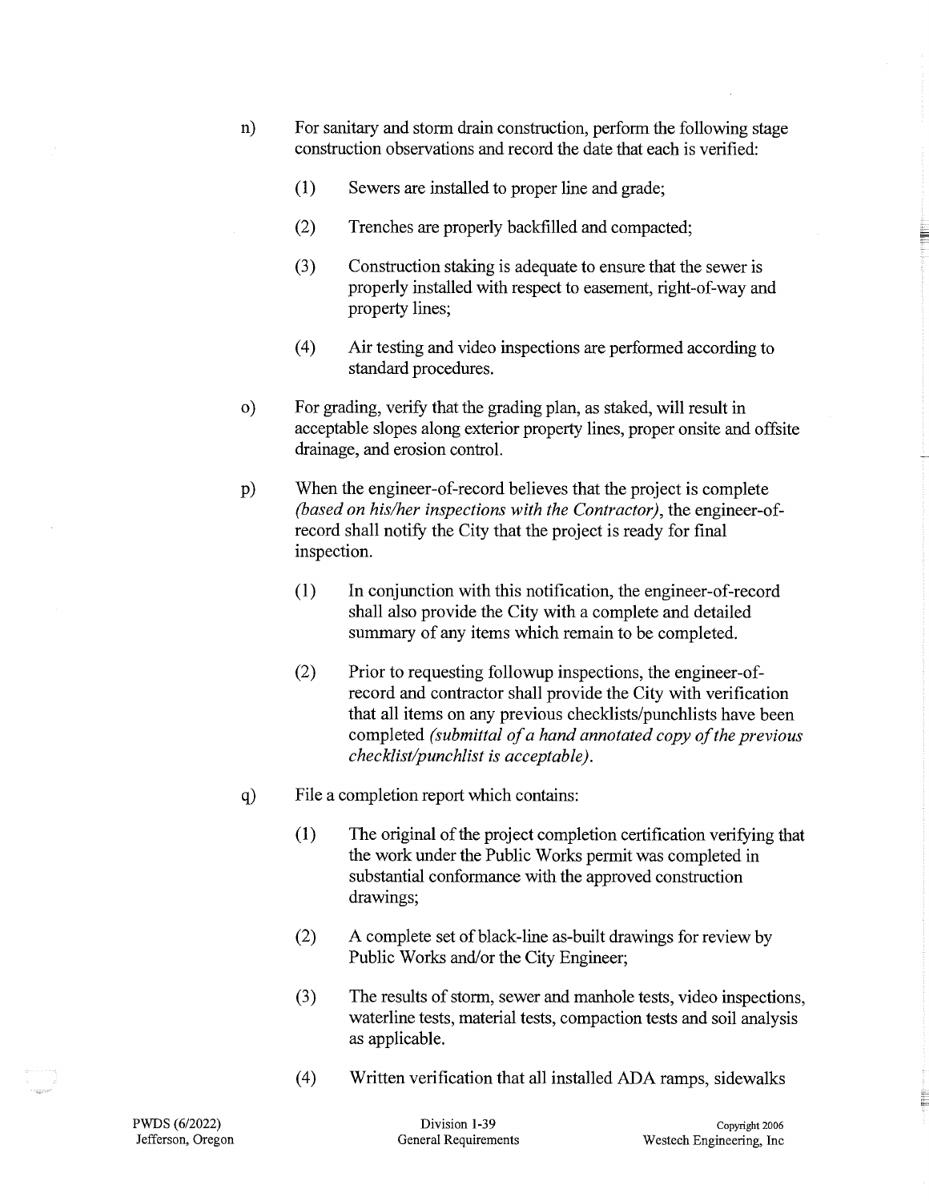n) For sanitary and storm drain construction, perform the following stage construction observations and record the date that each is verified:

   (1) Sewers are installed to proper line and grade;

   (2) Trenches are properly backfilled and compacted;

   (3) Construction staking is adequate to ensure that the sewer is properly installed with respect to easement, right-of-way and property lines;

   (4) Air testing and video inspections are performed according to standard procedures.

o) For grading, verify that the grading plan, as staked, will result in acceptable slopes along exterior property lines, proper onsite and offsite drainage, and erosion control.

p) When the engineer-of-record believes that the project is complete *(based on his/her inspections with the Contractor)*, the engineer-of-record shall notify the City that the project is ready for final inspection.

   (1) In conjunction with this notification, the engineer-of-record shall also provide the City with a complete and detailed summary of any items which remain to be completed.

   (2) Prior to requesting followup inspections, the engineer-of-record and contractor shall provide the City with verification that all items on any previous checklists/punchlists have been completed *(submittal of a hand annotated copy of the previous checklist/punchlist is acceptable)*.

q) File a completion report which contains:

   (1) The original of the project completion certification verifying that the work under the Public Works permit was completed in substantial conformance with the approved construction drawings;

   (2) A complete set of black-line as-built drawings for review by Public Works and/or the City Engineer;

   (3) The results of storm, sewer and manhole tests, video inspections, waterline tests, material tests, compaction tests and soil analysis as applicable.

   (4) Written verification that all installed ADA ramps, sidewalks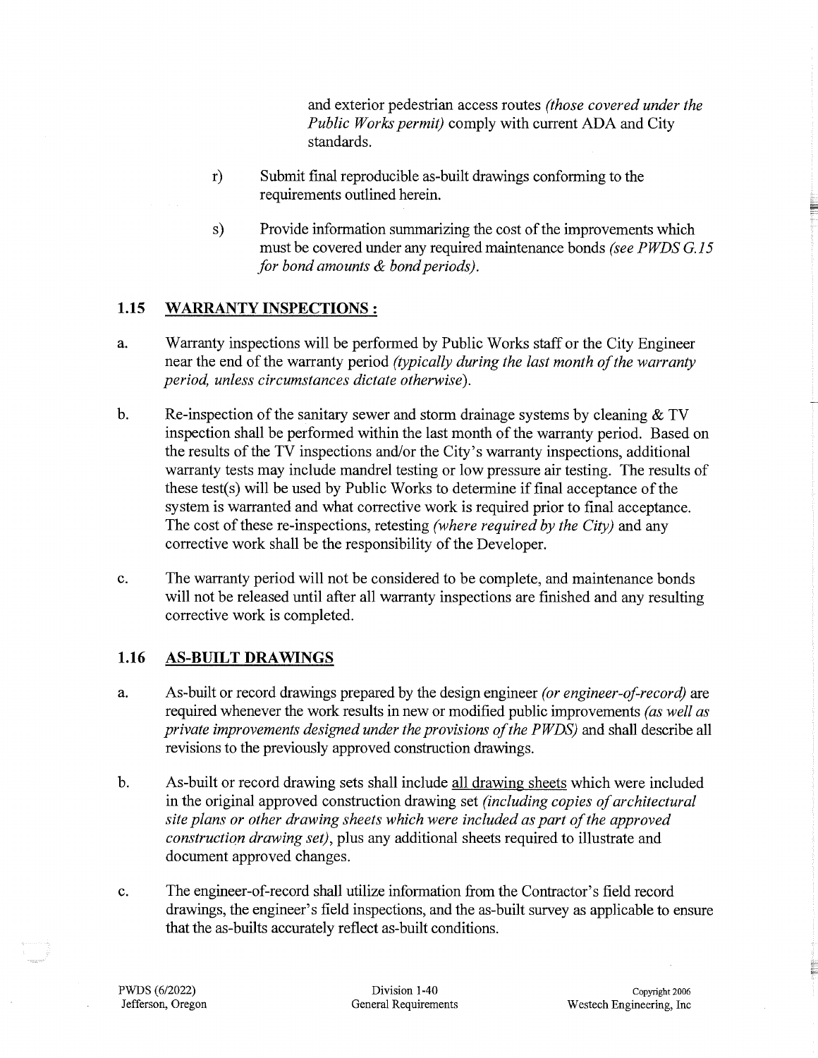and exterior pedestrian access routes *(those covered under the Public Works permit)* comply with current ADA and City standards.

r) Submit final reproducible as-built drawings conforming to the requirements outlined herein.

s) Provide information summarizing the cost of the improvements which must be covered under any required maintenance bonds *(see PWDS G.15 for bond amounts & bond periods)*.

## 1.15 WARRANTY INSPECTIONS :

a. Warranty inspections will be performed by Public Works staff or the City Engineer near the end of the warranty period *(typically during the last month of the warranty period, unless circumstances dictate otherwise)*.

b. Re-inspection of the sanitary sewer and storm drainage systems by cleaning & TV inspection shall be performed within the last month of the warranty period. Based on the results of the TV inspections and/or the City's warranty inspections, additional warranty tests may include mandrel testing or low pressure air testing. The results of these test(s) will be used by Public Works to determine if final acceptance of the system is warranted and what corrective work is required prior to final acceptance. The cost of these re-inspections, retesting *(where required by the City)* and any corrective work shall be the responsibility of the Developer.

c. The warranty period will not be considered to be complete, and maintenance bonds will not be released until after all warranty inspections are finished and any resulting corrective work is completed.

## 1.16 AS-BUILT DRAWINGS

a. As-built or record drawings prepared by the design engineer *(or engineer-of-record)* are required whenever the work results in new or modified public improvements *(as well as private improvements designed under the provisions of the PWDS)* and shall describe all revisions to the previously approved construction drawings.

b. As-built or record drawing sets shall include all drawing sheets which were included in the original approved construction drawing set *(including copies of architectural site plans or other drawing sheets which were included as part of the approved construction drawing set)*, plus any additional sheets required to illustrate and document approved changes.

c. The engineer-of-record shall utilize information from the Contractor's field record drawings, the engineer's field inspections, and the as-built survey as applicable to ensure that the as-builts accurately reflect as-built conditions.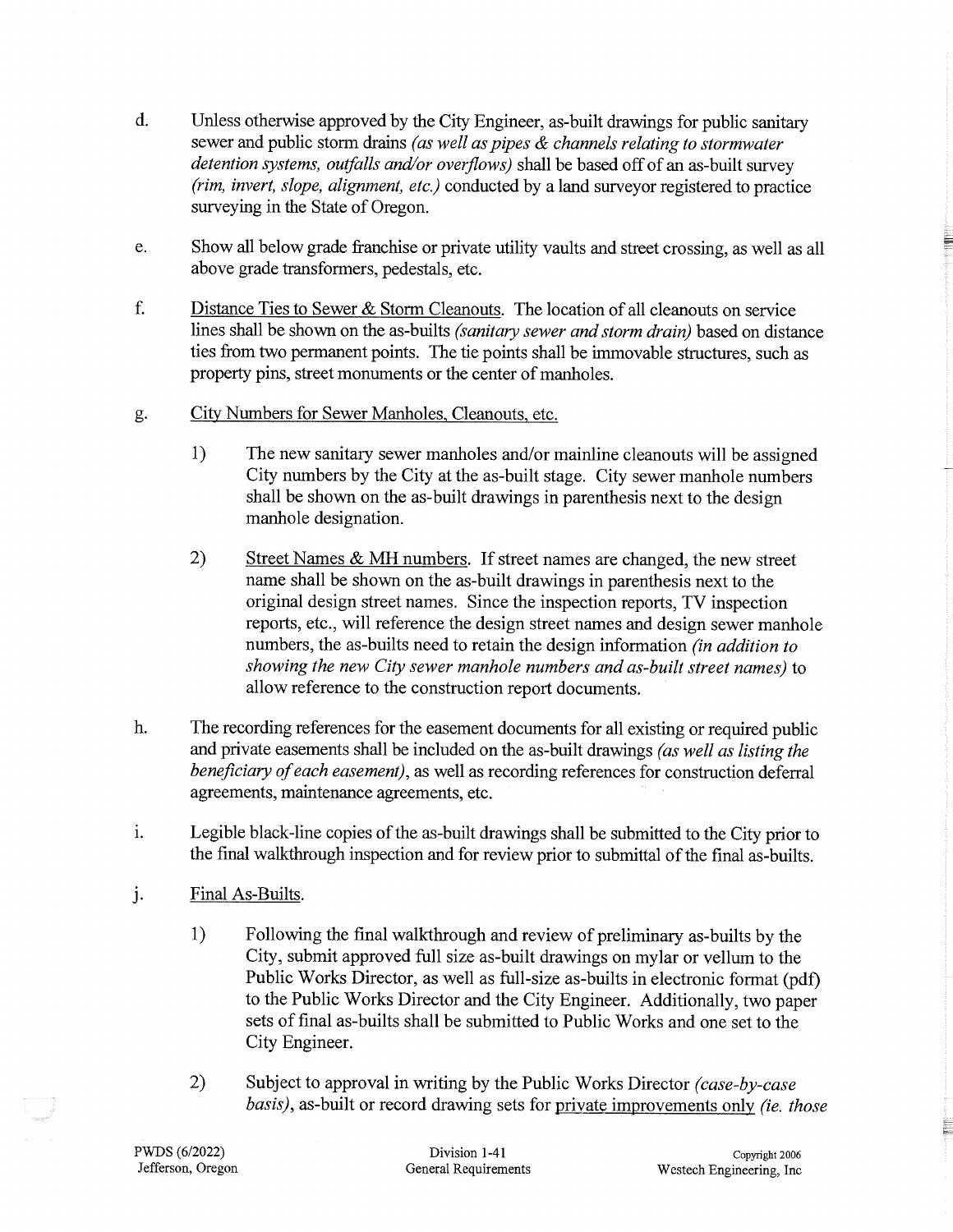d. Unless otherwise approved by the City Engineer, as-built drawings for public sanitary sewer and public storm drains *(as well as pipes & channels relating to stormwater detention systems, outfalls and/or overflows)* shall be based off of an as-built survey *(rim, invert, slope, alignment, etc.)* conducted by a land surveyor registered to practice surveying in the State of Oregon.

e. Show all below grade franchise or private utility vaults and street crossing, as well as all above grade transformers, pedestals, etc.

f. Distance Ties to Sewer & Storm Cleanouts. The location of all cleanouts on service lines shall be shown on the as-builts *(sanitary sewer and storm drain)* based on distance ties from two permanent points. The tie points shall be immovable structures, such as property pins, street monuments or the center of manholes.

g. City Numbers for Sewer Manholes, Cleanouts, etc.

   1) The new sanitary sewer manholes and/or mainline cleanouts will be assigned City numbers by the City at the as-built stage. City sewer manhole numbers shall be shown on the as-built drawings in parenthesis next to the design manhole designation.

   2) Street Names & MH numbers. If street names are changed, the new street name shall be shown on the as-built drawings in parenthesis next to the original design street names. Since the inspection reports, TV inspection reports, etc., will reference the design street names and design sewer manhole numbers, the as-builts need to retain the design information *(in addition to showing the new City sewer manhole numbers and as-built street names)* to allow reference to the construction report documents.

h. The recording references for the easement documents for all existing or required public and private easements shall be included on the as-built drawings *(as well as listing the beneficiary of each easement)*, as well as recording references for construction deferral agreements, maintenance agreements, etc.

i. Legible black-line copies of the as-built drawings shall be submitted to the City prior to the final walkthrough inspection and for review prior to submittal of the final as-builts.

j. Final As-Builts.

   1) Following the final walkthrough and review of preliminary as-builts by the City, submit approved full size as-built drawings on mylar or vellum to the Public Works Director, as well as full-size as-builts in electronic format (pdf) to the Public Works Director and the City Engineer. Additionally, two paper sets of final as-builts shall be submitted to Public Works and one set to the City Engineer.

   2) Subject to approval in writing by the Public Works Director *(case-by-case basis)*, as-built or record drawing sets for private improvements only *(ie. those*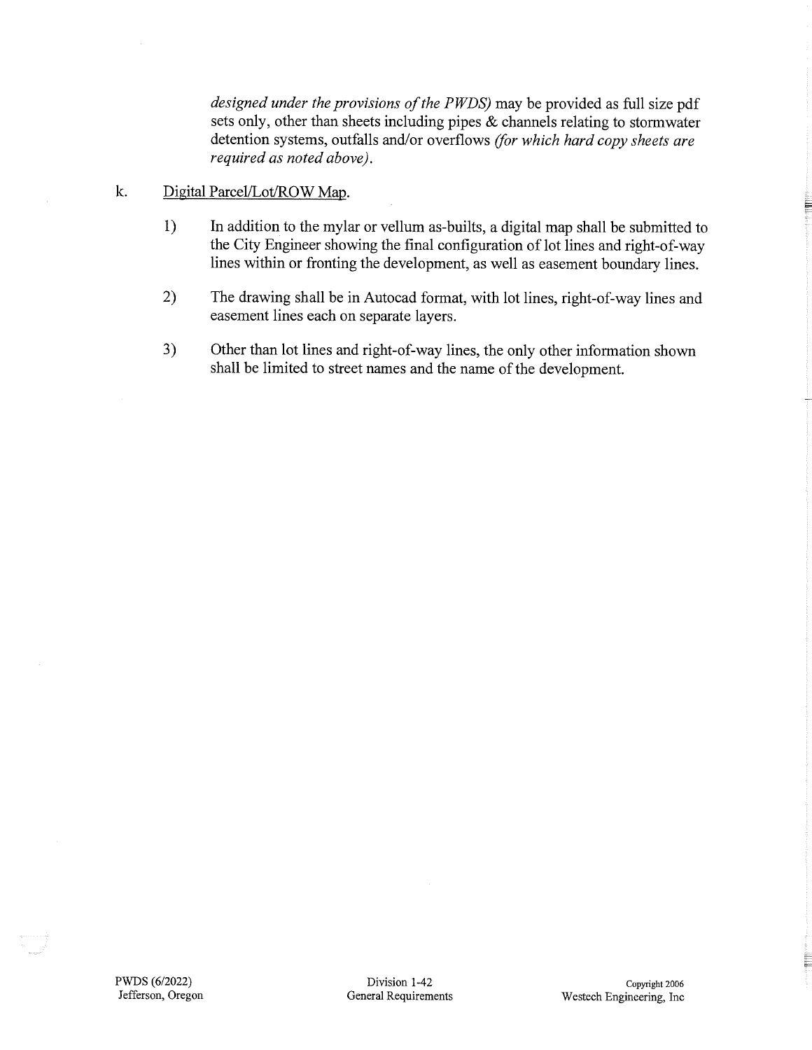*designed under the provisions of the PWDS)* may be provided as full size pdf sets only, other than sheets including pipes & channels relating to stormwater detention systems, outfalls and/or overflows *(for which hard copy sheets are required as noted above).*

k. Digital Parcel/Lot/ROW Map.

1) In addition to the mylar or vellum as-builts, a digital map shall be submitted to the City Engineer showing the final configuration of lot lines and right-of-way lines within or fronting the development, as well as easement boundary lines.

2) The drawing shall be in Autocad format, with lot lines, right-of-way lines and easement lines each on separate layers.

3) Other than lot lines and right-of-way lines, the only other information shown shall be limited to street names and the name of the development.